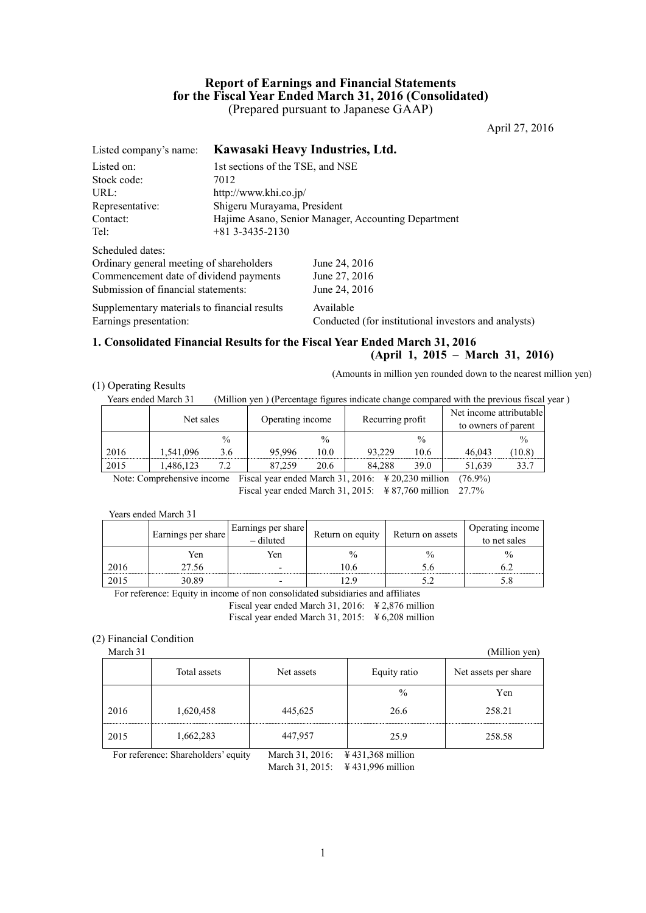# Report of Earnings and Financial Statements for the Fiscal Year Ended March 31, 2016 (Consolidated)

(Prepared pursuant to Japanese GAAP)

April 27, 2016

| | |
|---|---|
| Listed company's name: | **Kawasaki Heavy Industries, Ltd.** |
| Listed on: | 1st sections of the TSE, and NSE |
| Stock code: | 7012 |
| URL: | http://www.khi.co.jp/ |
| Representative: | Shigeru Murayama, President |
| Contact: | Hajime Asano, Senior Manager, Accounting Department |
| Tel: | +81 3-3435-2130 |

Scheduled dates:

| | |
|---|---|
| Ordinary general meeting of shareholders | June 24, 2016 |
| Commencement date of dividend payments | June 27, 2016 |
| Submission of financial statements: | June 24, 2016 |
| Supplementary materials to financial results | Available |
| Earnings presentation: | Conducted (for institutional investors and analysts) |

## 1. Consolidated Financial Results for the Fiscal Year Ended March 31, 2016 (April 1, 2015 – March 31, 2016)

(Amounts in million yen rounded down to the nearest million yen)

### (1) Operating Results

Years ended March 31 (Million yen ) (Percentage figures indicate change compared with the previous fiscal year )

| | Net sales | | Operating income | | Recurring profit | | Net income attributable to owners of parent | |
|---|---|---|---|---|---|---|---|---|
| | | % | | % | | % | | % |
| 2016 | 1,541,096 | 3.6 | 95,996 | 10.0 | 93,229 | 10.6 | 46,043 | (10.8) |
| 2015 | 1,486,123 | 7.2 | 87,259 | 20.6 | 84,288 | 39.0 | 51,639 | 33.7 |

Note: Comprehensive income Fiscal year ended March 31, 2016: ¥ 20,230 million (76.9%)
Fiscal year ended March 31, 2015: ¥ 87,760 million 27.7%

Years ended March 31

| | Earnings per share | Earnings per share – diluted | Return on equity | Return on assets | Operating income to net sales |
|---|---|---|---|---|---|
| | Yen | Yen | % | % | % |
| 2016 | 27.56 | - | 10.6 | 5.6 | 6.2 |
| 2015 | 30.89 | - | 12.9 | 5.2 | 5.8 |

For reference: Equity in income of non consolidated subsidiaries and affiliates
Fiscal year ended March 31, 2016: ¥ 2,876 million
Fiscal year ended March 31, 2015: ¥ 6,208 million

### (2) Financial Condition

March 31 (Million yen)

| | Total assets | Net assets | Equity ratio | Net assets per share |
|---|---|---|---|---|
| | | | % | Yen |
| 2016 | 1,620,458 | 445,625 | 26.6 | 258.21 |
| 2015 | 1,662,283 | 447,957 | 25.9 | 258.58 |

For reference: Shareholders' equity March 31, 2016: ¥ 431,368 million
March 31, 2015: ¥ 431,996 million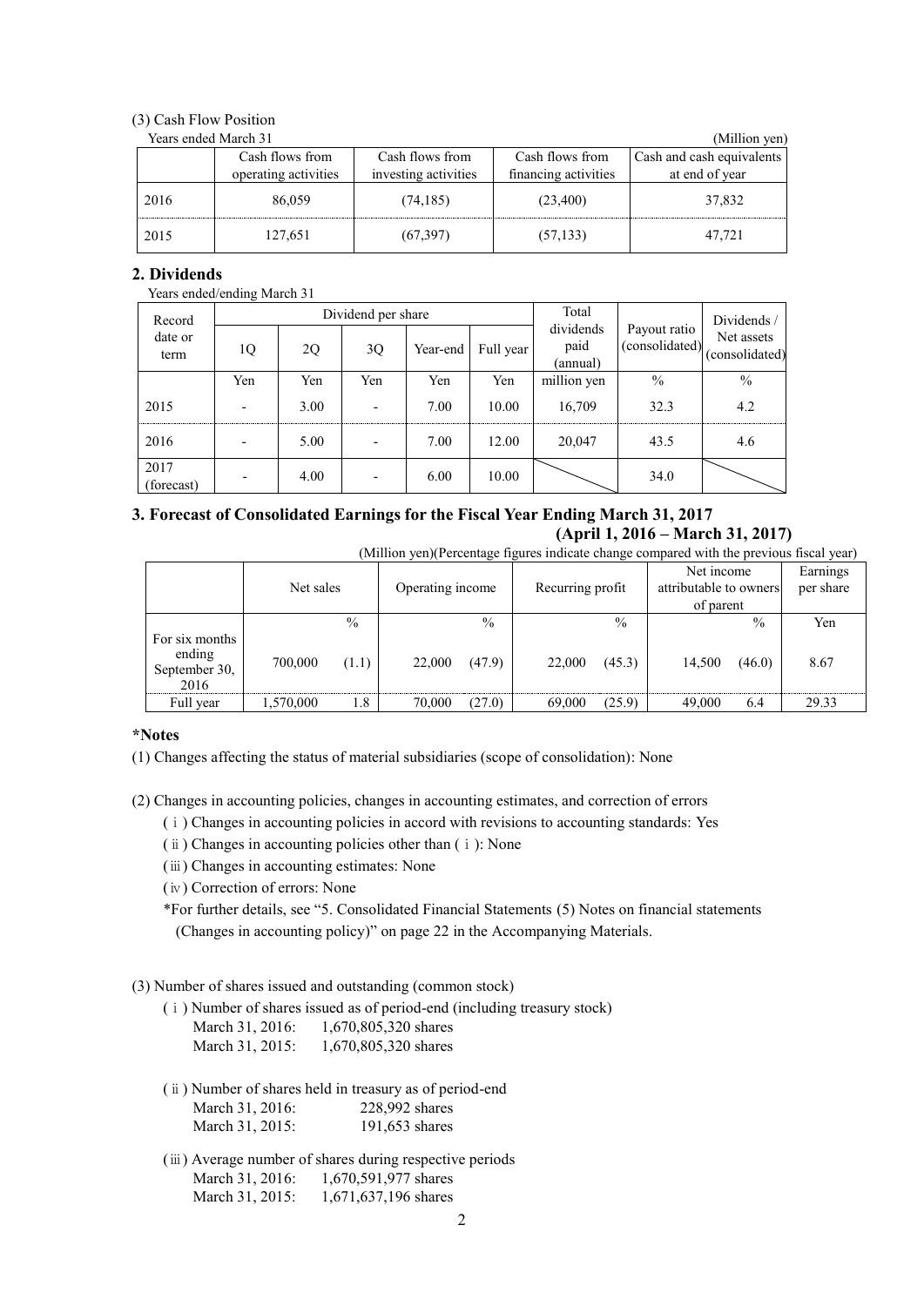### (3) Cash Flow Position

Years ended March 31 (Million yen)

| | Cash flows from operating activities | Cash flows from investing activities | Cash flows from financing activities | Cash and cash equivalents at end of year |
|---|---|---|---|---|
| 2016 | 86,059 | (74,185) | (23,400) | 37,832 |
| 2015 | 127,651 | (67,397) | (57,133) | 47,721 |

## 2. Dividends

Years ended/ending March 31

| Record date or term | Dividend per share | | | | | Total dividends paid (annual) | Payout ratio (consolidated) | Dividends / Net assets (consolidated) |
|---|---|---|---|---|---|---|---|---|
| | 1Q | 2Q | 3Q | Year-end | Full year | | | |
| | Yen | Yen | Yen | Yen | Yen | million yen | % | % |
| 2015 | - | 3.00 | - | 7.00 | 10.00 | 16,709 | 32.3 | 4.2 |
| 2016 | - | 5.00 | - | 7.00 | 12.00 | 20,047 | 43.5 | 4.6 |
| 2017 (forecast) | - | 4.00 | - | 6.00 | 10.00 | | 34.0 | |

## 3. Forecast of Consolidated Earnings for the Fiscal Year Ending March 31, 2017 (April 1, 2016 – March 31, 2017)

(Million yen)(Percentage figures indicate change compared with the previous fiscal year)

| | Net sales | | Operating income | | Recurring profit | | Net income attributable to owners of parent | | Earnings per share |
|---|---|---|---|---|---|---|---|---|---|
| | | % | | % | | % | | % | Yen |
| For six months ending September 30, 2016 | 700,000 | (1.1) | 22,000 | (47.9) | 22,000 | (45.3) | 14,500 | (46.0) | 8.67 |
| Full year | 1,570,000 | 1.8 | 70,000 | (27.0) | 69,000 | (25.9) | 49,000 | 6.4 | 29.33 |

**\*Notes**

(1) Changes affecting the status of material subsidiaries (scope of consolidation): None

(2) Changes in accounting policies, changes in accounting estimates, and correction of errors

(ⅰ) Changes in accounting policies in accord with revisions to accounting standards: Yes

(ⅱ) Changes in accounting policies other than (ⅰ): None

(ⅲ) Changes in accounting estimates: None

(ⅳ) Correction of errors: None

*For further details, see "5. Consolidated Financial Statements (5) Notes on financial statements (Changes in accounting policy)" on page 22 in the Accompanying Materials.

(3) Number of shares issued and outstanding (common stock)

(ⅰ) Number of shares issued as of period-end (including treasury stock)

March 31, 2016: 1,670,805,320 shares
March 31, 2015: 1,670,805,320 shares

(ⅱ) Number of shares held in treasury as of period-end

March 31, 2016: 228,992 shares
March 31, 2015: 191,653 shares

(ⅲ) Average number of shares during respective periods

March 31, 2016: 1,670,591,977 shares
March 31, 2015: 1,671,637,196 shares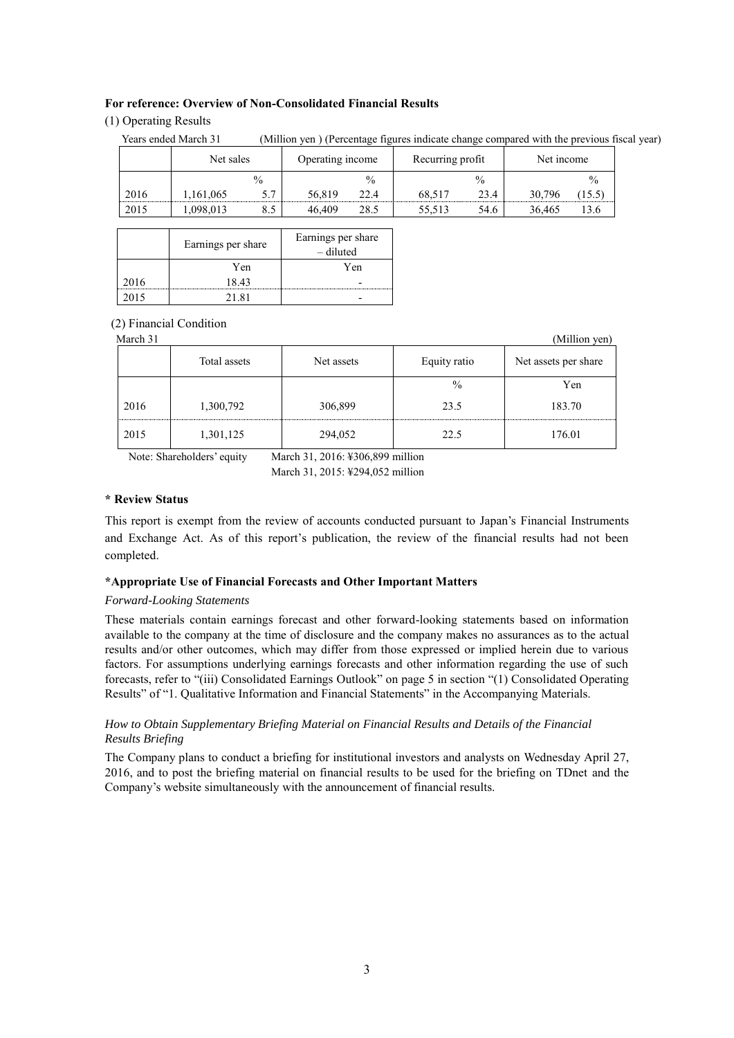**For reference: Overview of Non-Consolidated Financial Results**

(1) Operating Results

Years ended March 31 (Million yen ) (Percentage figures indicate change compared with the previous fiscal year)

| | Net sales | | Operating income | | Recurring profit | | Net income | |
|---|---|---|---|---|---|---|---|---|
| | | % | | % | | % | | % |
| 2016 | 1,161,065 | 5.7 | 56,819 | 22.4 | 68,517 | 23.4 | 30,796 | (15.5) |
| 2015 | 1,098,013 | 8.5 | 46,409 | 28.5 | 55,513 | 54.6 | 36,465 | 13.6 |

| | Earnings per share | Earnings per share – diluted |
|---|---|---|
| | Yen | Yen |
| 2016 | 18.43 | - |
| 2015 | 21.81 | - |

(2) Financial Condition

March 31 (Million yen)

| | Total assets | Net assets | Equity ratio | Net assets per share |
|---|---|---|---|---|
| | | | % | Yen |
| 2016 | 1,300,792 | 306,899 | 23.5 | 183.70 |
| 2015 | 1,301,125 | 294,052 | 22.5 | 176.01 |

Note: Shareholders' equity March 31, 2016: ¥306,899 million
March 31, 2015: ¥294,052 million

**\* Review Status**

This report is exempt from the review of accounts conducted pursuant to Japan's Financial Instruments and Exchange Act. As of this report's publication, the review of the financial results had not been completed.

**\*Appropriate Use of Financial Forecasts and Other Important Matters**

*Forward-Looking Statements*

These materials contain earnings forecast and other forward-looking statements based on information available to the company at the time of disclosure and the company makes no assurances as to the actual results and/or other outcomes, which may differ from those expressed or implied herein due to various factors. For assumptions underlying earnings forecasts and other information regarding the use of such forecasts, refer to "(iii) Consolidated Earnings Outlook" on page 5 in section "(1) Consolidated Operating Results" of "1. Qualitative Information and Financial Statements" in the Accompanying Materials.

*How to Obtain Supplementary Briefing Material on Financial Results and Details of the Financial Results Briefing*

The Company plans to conduct a briefing for institutional investors and analysts on Wednesday April 27, 2016, and to post the briefing material on financial results to be used for the briefing on TDnet and the Company's website simultaneously with the announcement of financial results.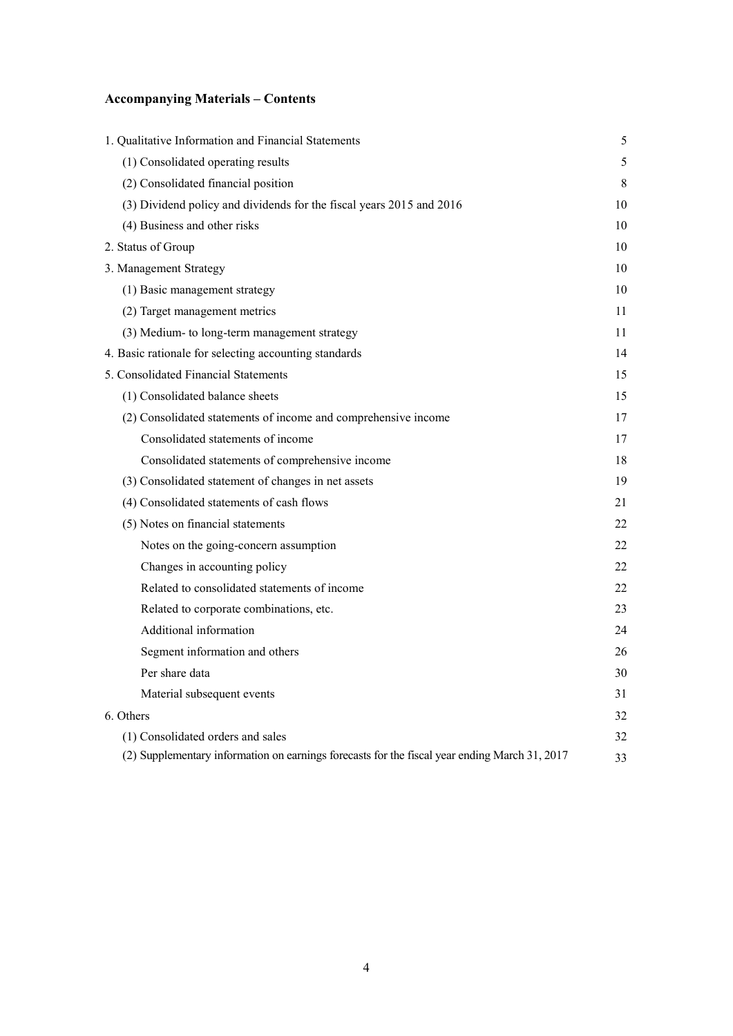## Accompanying Materials – Contents

| | |
|---|---|
| 1. Qualitative Information and Financial Statements | 5 |
| (1) Consolidated operating results | 5 |
| (2) Consolidated financial position | 8 |
| (3) Dividend policy and dividends for the fiscal years 2015 and 2016 | 10 |
| (4) Business and other risks | 10 |
| 2. Status of Group | 10 |
| 3. Management Strategy | 10 |
| (1) Basic management strategy | 10 |
| (2) Target management metrics | 11 |
| (3) Medium- to long-term management strategy | 11 |
| 4. Basic rationale for selecting accounting standards | 14 |
| 5. Consolidated Financial Statements | 15 |
| (1) Consolidated balance sheets | 15 |
| (2) Consolidated statements of income and comprehensive income | 17 |
| Consolidated statements of income | 17 |
| Consolidated statements of comprehensive income | 18 |
| (3) Consolidated statement of changes in net assets | 19 |
| (4) Consolidated statements of cash flows | 21 |
| (5) Notes on financial statements | 22 |
| Notes on the going-concern assumption | 22 |
| Changes in accounting policy | 22 |
| Related to consolidated statements of income | 22 |
| Related to corporate combinations, etc. | 23 |
| Additional information | 24 |
| Segment information and others | 26 |
| Per share data | 30 |
| Material subsequent events | 31 |
| 6. Others | 32 |
| (1) Consolidated orders and sales | 32 |
| (2) Supplementary information on earnings forecasts for the fiscal year ending March 31, 2017 | 33 |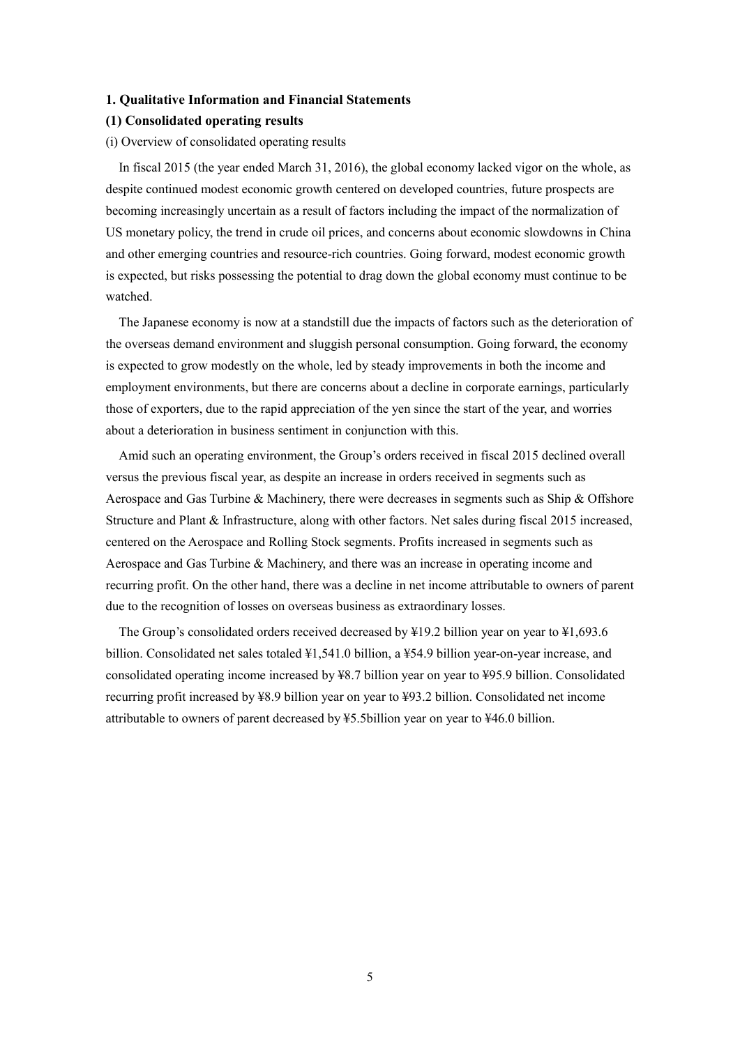## 1. Qualitative Information and Financial Statements

### (1) Consolidated operating results

(i) Overview of consolidated operating results

In fiscal 2015 (the year ended March 31, 2016), the global economy lacked vigor on the whole, as despite continued modest economic growth centered on developed countries, future prospects are becoming increasingly uncertain as a result of factors including the impact of the normalization of US monetary policy, the trend in crude oil prices, and concerns about economic slowdowns in China and other emerging countries and resource-rich countries. Going forward, modest economic growth is expected, but risks possessing the potential to drag down the global economy must continue to be watched.

The Japanese economy is now at a standstill due the impacts of factors such as the deterioration of the overseas demand environment and sluggish personal consumption. Going forward, the economy is expected to grow modestly on the whole, led by steady improvements in both the income and employment environments, but there are concerns about a decline in corporate earnings, particularly those of exporters, due to the rapid appreciation of the yen since the start of the year, and worries about a deterioration in business sentiment in conjunction with this.

Amid such an operating environment, the Group's orders received in fiscal 2015 declined overall versus the previous fiscal year, as despite an increase in orders received in segments such as Aerospace and Gas Turbine & Machinery, there were decreases in segments such as Ship & Offshore Structure and Plant & Infrastructure, along with other factors. Net sales during fiscal 2015 increased, centered on the Aerospace and Rolling Stock segments. Profits increased in segments such as Aerospace and Gas Turbine & Machinery, and there was an increase in operating income and recurring profit. On the other hand, there was a decline in net income attributable to owners of parent due to the recognition of losses on overseas business as extraordinary losses.

The Group's consolidated orders received decreased by ¥19.2 billion year on year to ¥1,693.6 billion. Consolidated net sales totaled ¥1,541.0 billion, a ¥54.9 billion year-on-year increase, and consolidated operating income increased by ¥8.7 billion year on year to ¥95.9 billion. Consolidated recurring profit increased by ¥8.9 billion year on year to ¥93.2 billion. Consolidated net income attributable to owners of parent decreased by ¥5.5billion year on year to ¥46.0 billion.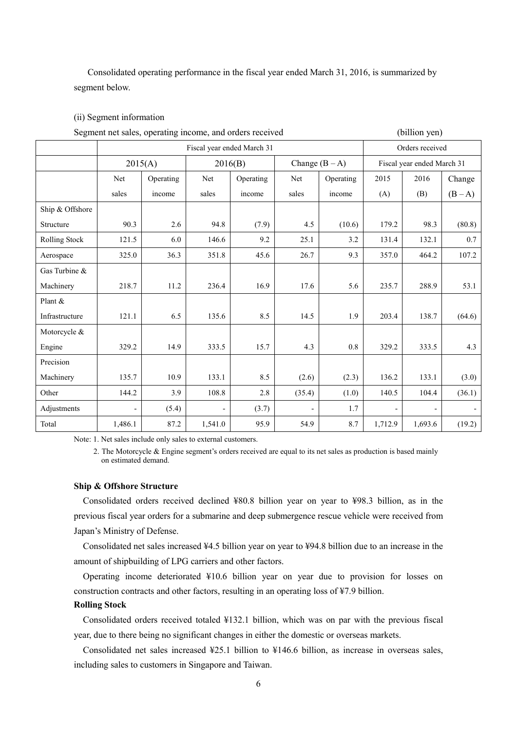Consolidated operating performance in the fiscal year ended March 31, 2016, is summarized by segment below.

(ii) Segment information

Segment net sales, operating income, and orders received (billion yen)

| | Fiscal year ended March 31 | | | | | | Orders received | | |
|---|---|---|---|---|---|---|---|---|---|
| | 2015(A) | | 2016(B) | | Change (B – A) | | Fiscal year ended March 31 | | |
| | Net sales | Operating income | Net sales | Operating income | Net sales | Operating income | 2015 (A) | 2016 (B) | Change (B – A) |
| Ship & Offshore Structure | 90.3 | 2.6 | 94.8 | (7.9) | 4.5 | (10.6) | 179.2 | 98.3 | (80.8) |
| Rolling Stock | 121.5 | 6.0 | 146.6 | 9.2 | 25.1 | 3.2 | 131.4 | 132.1 | 0.7 |
| Aerospace | 325.0 | 36.3 | 351.8 | 45.6 | 26.7 | 9.3 | 357.0 | 464.2 | 107.2 |
| Gas Turbine & Machinery | 218.7 | 11.2 | 236.4 | 16.9 | 17.6 | 5.6 | 235.7 | 288.9 | 53.1 |
| Plant & Infrastructure | 121.1 | 6.5 | 135.6 | 8.5 | 14.5 | 1.9 | 203.4 | 138.7 | (64.6) |
| Motorcycle & Engine | 329.2 | 14.9 | 333.5 | 15.7 | 4.3 | 0.8 | 329.2 | 333.5 | 4.3 |
| Precision Machinery | 135.7 | 10.9 | 133.1 | 8.5 | (2.6) | (2.3) | 136.2 | 133.1 | (3.0) |
| Other | 144.2 | 3.9 | 108.8 | 2.8 | (35.4) | (1.0) | 140.5 | 104.4 | (36.1) |
| Adjustments | - | (5.4) | - | (3.7) | - | 1.7 | - | - | - |
| Total | 1,486.1 | 87.2 | 1,541.0 | 95.9 | 54.9 | 8.7 | 1,712.9 | 1,693.6 | (19.2) |

Note: 1. Net sales include only sales to external customers.

2. The Motorcycle & Engine segment's orders received are equal to its net sales as production is based mainly on estimated demand.

**Ship & Offshore Structure**

Consolidated orders received declined ¥80.8 billion year on year to ¥98.3 billion, as in the previous fiscal year orders for a submarine and deep submergence rescue vehicle were received from Japan's Ministry of Defense.

Consolidated net sales increased ¥4.5 billion year on year to ¥94.8 billion due to an increase in the amount of shipbuilding of LPG carriers and other factors.

Operating income deteriorated ¥10.6 billion year on year due to provision for losses on construction contracts and other factors, resulting in an operating loss of ¥7.9 billion.

**Rolling Stock**

Consolidated orders received totaled ¥132.1 billion, which was on par with the previous fiscal year, due to there being no significant changes in either the domestic or overseas markets.

Consolidated net sales increased ¥25.1 billion to ¥146.6 billion, as increase in overseas sales, including sales to customers in Singapore and Taiwan.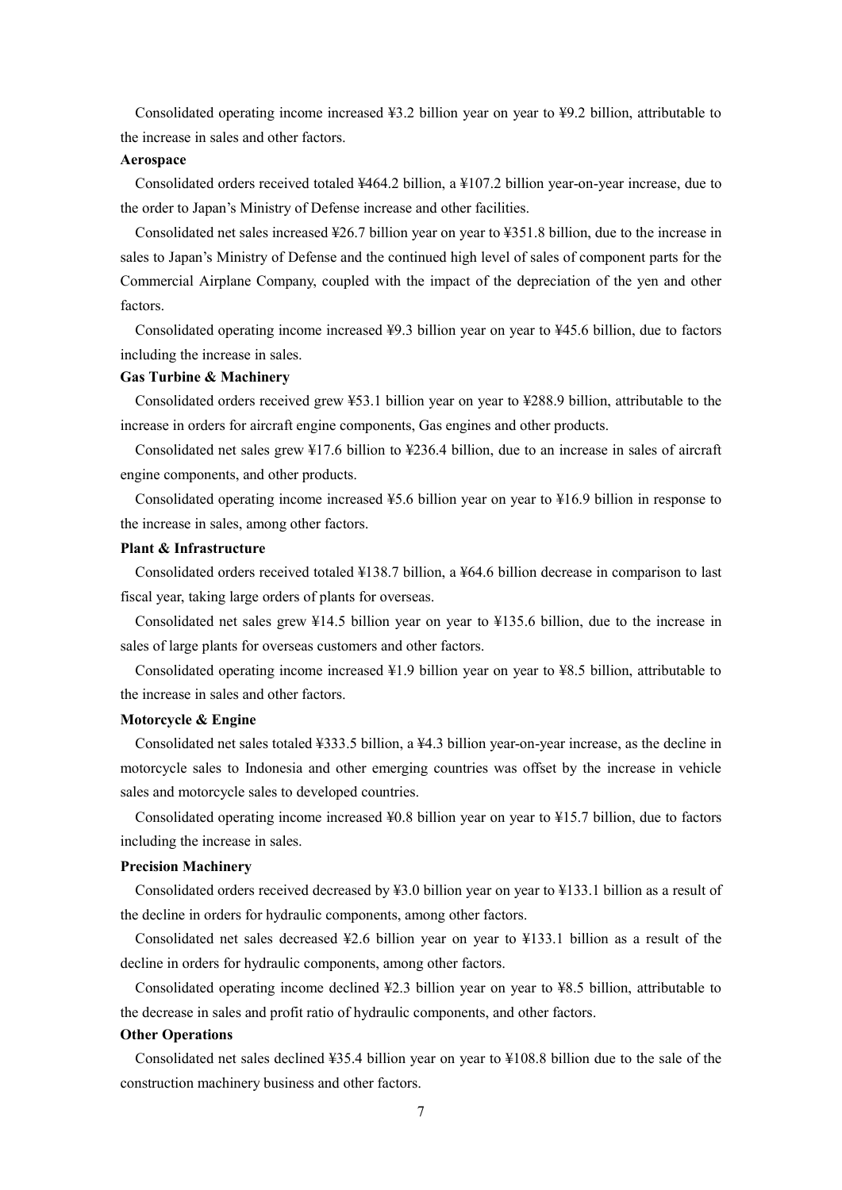Consolidated operating income increased ¥3.2 billion year on year to ¥9.2 billion, attributable to the increase in sales and other factors.

**Aerospace**

Consolidated orders received totaled ¥464.2 billion, a ¥107.2 billion year-on-year increase, due to the order to Japan's Ministry of Defense increase and other facilities.

Consolidated net sales increased ¥26.7 billion year on year to ¥351.8 billion, due to the increase in sales to Japan's Ministry of Defense and the continued high level of sales of component parts for the Commercial Airplane Company, coupled with the impact of the depreciation of the yen and other factors.

Consolidated operating income increased ¥9.3 billion year on year to ¥45.6 billion, due to factors including the increase in sales.

**Gas Turbine & Machinery**

Consolidated orders received grew ¥53.1 billion year on year to ¥288.9 billion, attributable to the increase in orders for aircraft engine components, Gas engines and other products.

Consolidated net sales grew ¥17.6 billion to ¥236.4 billion, due to an increase in sales of aircraft engine components, and other products.

Consolidated operating income increased ¥5.6 billion year on year to ¥16.9 billion in response to the increase in sales, among other factors.

**Plant & Infrastructure**

Consolidated orders received totaled ¥138.7 billion, a ¥64.6 billion decrease in comparison to last fiscal year, taking large orders of plants for overseas.

Consolidated net sales grew ¥14.5 billion year on year to ¥135.6 billion, due to the increase in sales of large plants for overseas customers and other factors.

Consolidated operating income increased ¥1.9 billion year on year to ¥8.5 billion, attributable to the increase in sales and other factors.

**Motorcycle & Engine**

Consolidated net sales totaled ¥333.5 billion, a ¥4.3 billion year-on-year increase, as the decline in motorcycle sales to Indonesia and other emerging countries was offset by the increase in vehicle sales and motorcycle sales to developed countries.

Consolidated operating income increased ¥0.8 billion year on year to ¥15.7 billion, due to factors including the increase in sales.

**Precision Machinery**

Consolidated orders received decreased by ¥3.0 billion year on year to ¥133.1 billion as a result of the decline in orders for hydraulic components, among other factors.

Consolidated net sales decreased ¥2.6 billion year on year to ¥133.1 billion as a result of the decline in orders for hydraulic components, among other factors.

Consolidated operating income declined ¥2.3 billion year on year to ¥8.5 billion, attributable to the decrease in sales and profit ratio of hydraulic components, and other factors.

**Other Operations**

Consolidated net sales declined ¥35.4 billion year on year to ¥108.8 billion due to the sale of the construction machinery business and other factors.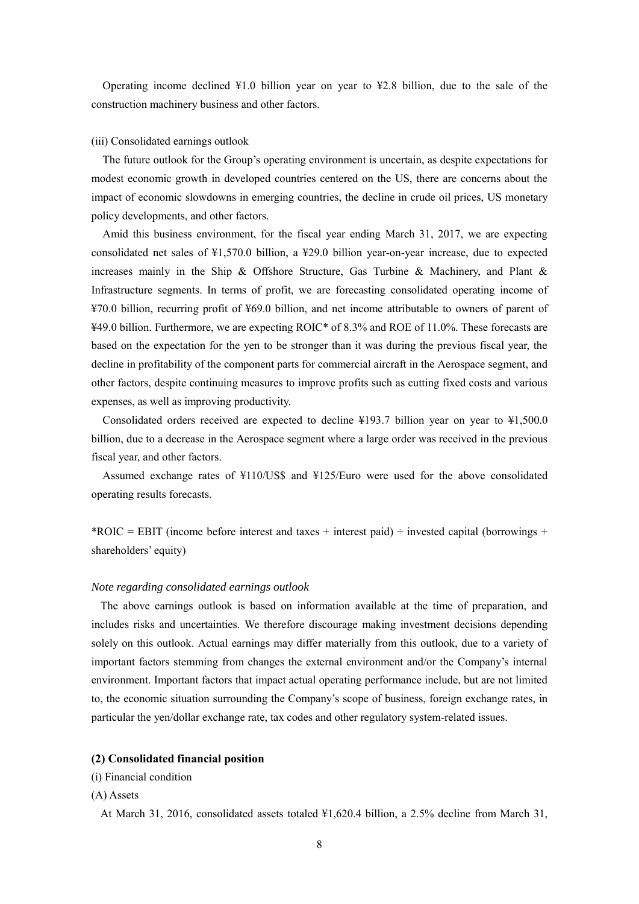Operating income declined ¥1.0 billion year on year to ¥2.8 billion, due to the sale of the construction machinery business and other factors.

(iii) Consolidated earnings outlook

The future outlook for the Group's operating environment is uncertain, as despite expectations for modest economic growth in developed countries centered on the US, there are concerns about the impact of economic slowdowns in emerging countries, the decline in crude oil prices, US monetary policy developments, and other factors.

Amid this business environment, for the fiscal year ending March 31, 2017, we are expecting consolidated net sales of ¥1,570.0 billion, a ¥29.0 billion year-on-year increase, due to expected increases mainly in the Ship & Offshore Structure, Gas Turbine & Machinery, and Plant & Infrastructure segments. In terms of profit, we are forecasting consolidated operating income of ¥70.0 billion, recurring profit of ¥69.0 billion, and net income attributable to owners of parent of ¥49.0 billion. Furthermore, we are expecting ROIC* of 8.3% and ROE of 11.0%. These forecasts are based on the expectation for the yen to be stronger than it was during the previous fiscal year, the decline in profitability of the component parts for commercial aircraft in the Aerospace segment, and other factors, despite continuing measures to improve profits such as cutting fixed costs and various expenses, as well as improving productivity.

Consolidated orders received are expected to decline ¥193.7 billion year on year to ¥1,500.0 billion, due to a decrease in the Aerospace segment where a large order was received in the previous fiscal year, and other factors.

Assumed exchange rates of ¥110/US$ and ¥125/Euro were used for the above consolidated operating results forecasts.

*ROIC = EBIT (income before interest and taxes + interest paid) ÷ invested capital (borrowings + shareholders' equity)

*Note regarding consolidated earnings outlook*

The above earnings outlook is based on information available at the time of preparation, and includes risks and uncertainties. We therefore discourage making investment decisions depending solely on this outlook. Actual earnings may differ materially from this outlook, due to a variety of important factors stemming from changes the external environment and/or the Company's internal environment. Important factors that impact actual operating performance include, but are not limited to, the economic situation surrounding the Company's scope of business, foreign exchange rates, in particular the yen/dollar exchange rate, tax codes and other regulatory system-related issues.

**(2) Consolidated financial position**

(i) Financial condition

(A) Assets

At March 31, 2016, consolidated assets totaled ¥1,620.4 billion, a 2.5% decline from March 31,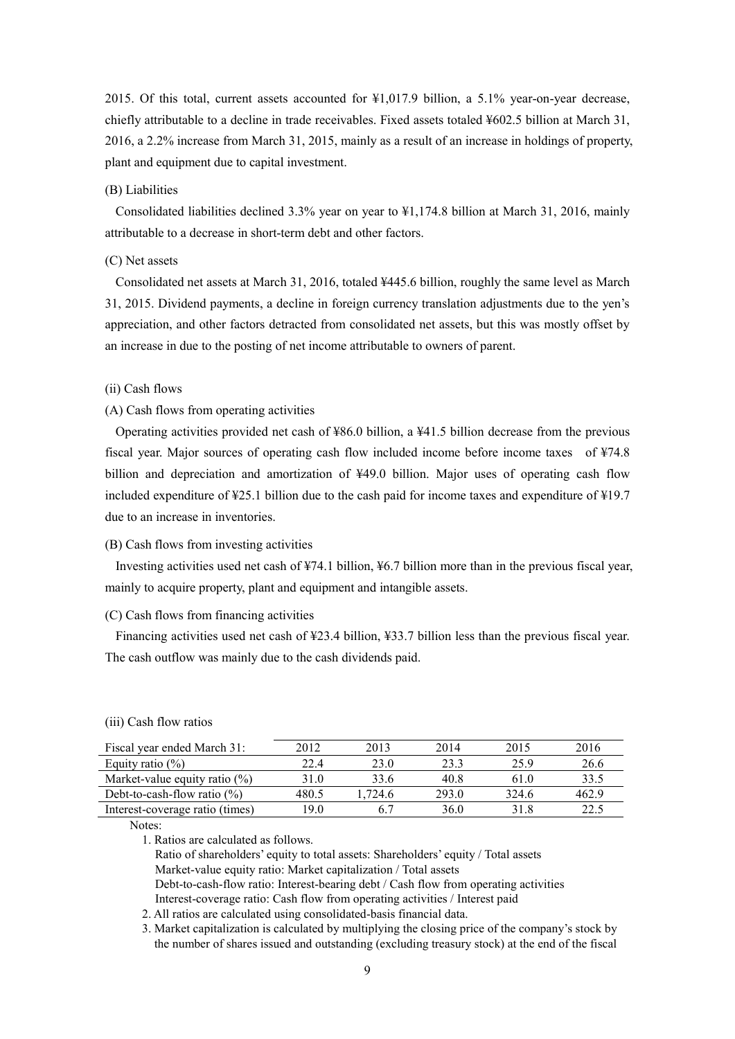2015. Of this total, current assets accounted for ¥1,017.9 billion, a 5.1% year-on-year decrease, chiefly attributable to a decline in trade receivables. Fixed assets totaled ¥602.5 billion at March 31, 2016, a 2.2% increase from March 31, 2015, mainly as a result of an increase in holdings of property, plant and equipment due to capital investment.

(B) Liabilities

Consolidated liabilities declined 3.3% year on year to ¥1,174.8 billion at March 31, 2016, mainly attributable to a decrease in short-term debt and other factors.

(C) Net assets

Consolidated net assets at March 31, 2016, totaled ¥445.6 billion, roughly the same level as March 31, 2015. Dividend payments, a decline in foreign currency translation adjustments due to the yen's appreciation, and other factors detracted from consolidated net assets, but this was mostly offset by an increase in due to the posting of net income attributable to owners of parent.

(ii) Cash flows

(A) Cash flows from operating activities

Operating activities provided net cash of ¥86.0 billion, a ¥41.5 billion decrease from the previous fiscal year. Major sources of operating cash flow included income before income taxes of ¥74.8 billion and depreciation and amortization of ¥49.0 billion. Major uses of operating cash flow included expenditure of ¥25.1 billion due to the cash paid for income taxes and expenditure of ¥19.7 due to an increase in inventories.

(B) Cash flows from investing activities

Investing activities used net cash of ¥74.1 billion, ¥6.7 billion more than in the previous fiscal year, mainly to acquire property, plant and equipment and intangible assets.

(C) Cash flows from financing activities

Financing activities used net cash of ¥23.4 billion, ¥33.7 billion less than the previous fiscal year. The cash outflow was mainly due to the cash dividends paid.

(iii) Cash flow ratios

| Fiscal year ended March 31: | 2012 | 2013 | 2014 | 2015 | 2016 |
|---|---|---|---|---|---|
| Equity ratio (%) | 22.4 | 23.0 | 23.3 | 25.9 | 26.6 |
| Market-value equity ratio (%) | 31.0 | 33.6 | 40.8 | 61.0 | 33.5 |
| Debt-to-cash-flow ratio (%) | 480.5 | 1,724.6 | 293.0 | 324.6 | 462.9 |
| Interest-coverage ratio (times) | 19.0 | 6.7 | 36.0 | 31.8 | 22.5 |

Notes:

1. Ratios are calculated as follows.
   Ratio of shareholders' equity to total assets: Shareholders' equity / Total assets
   Market-value equity ratio: Market capitalization / Total assets
   Debt-to-cash-flow ratio: Interest-bearing debt / Cash flow from operating activities
   Interest-coverage ratio: Cash flow from operating activities / Interest paid
2. All ratios are calculated using consolidated-basis financial data.
3. Market capitalization is calculated by multiplying the closing price of the company's stock by the number of shares issued and outstanding (excluding treasury stock) at the end of the fiscal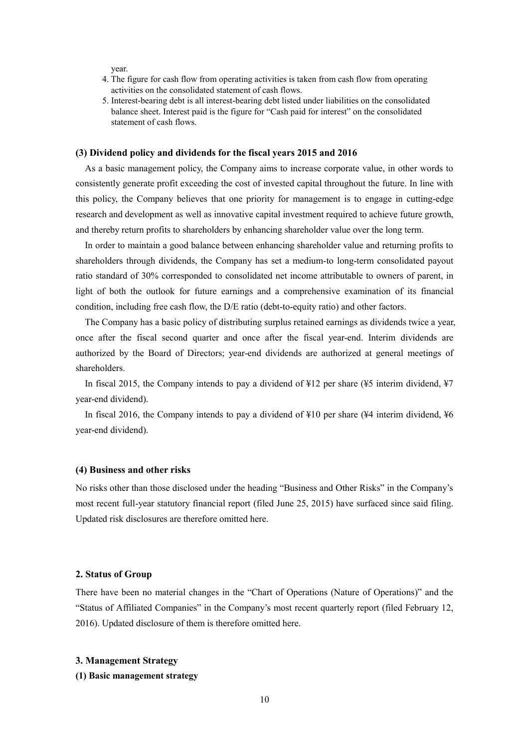year.

4. The figure for cash flow from operating activities is taken from cash flow from operating activities on the consolidated statement of cash flows.
5. Interest-bearing debt is all interest-bearing debt listed under liabilities on the consolidated balance sheet. Interest paid is the figure for "Cash paid for interest" on the consolidated statement of cash flows.

### (3) Dividend policy and dividends for the fiscal years 2015 and 2016

As a basic management policy, the Company aims to increase corporate value, in other words to consistently generate profit exceeding the cost of invested capital throughout the future. In line with this policy, the Company believes that one priority for management is to engage in cutting-edge research and development as well as innovative capital investment required to achieve future growth, and thereby return profits to shareholders by enhancing shareholder value over the long term.

In order to maintain a good balance between enhancing shareholder value and returning profits to shareholders through dividends, the Company has set a medium-to long-term consolidated payout ratio standard of 30% corresponded to consolidated net income attributable to owners of parent, in light of both the outlook for future earnings and a comprehensive examination of its financial condition, including free cash flow, the D/E ratio (debt-to-equity ratio) and other factors.

The Company has a basic policy of distributing surplus retained earnings as dividends twice a year, once after the fiscal second quarter and once after the fiscal year-end. Interim dividends are authorized by the Board of Directors; year-end dividends are authorized at general meetings of shareholders.

In fiscal 2015, the Company intends to pay a dividend of ¥12 per share (¥5 interim dividend, ¥7 year-end dividend).

In fiscal 2016, the Company intends to pay a dividend of ¥10 per share (¥4 interim dividend, ¥6 year-end dividend).

### (4) Business and other risks

No risks other than those disclosed under the heading "Business and Other Risks" in the Company's most recent full-year statutory financial report (filed June 25, 2015) have surfaced since said filing. Updated risk disclosures are therefore omitted here.

## 2. Status of Group

There have been no material changes in the "Chart of Operations (Nature of Operations)" and the "Status of Affiliated Companies" in the Company's most recent quarterly report (filed February 12, 2016). Updated disclosure of them is therefore omitted here.

## 3. Management Strategy

### (1) Basic management strategy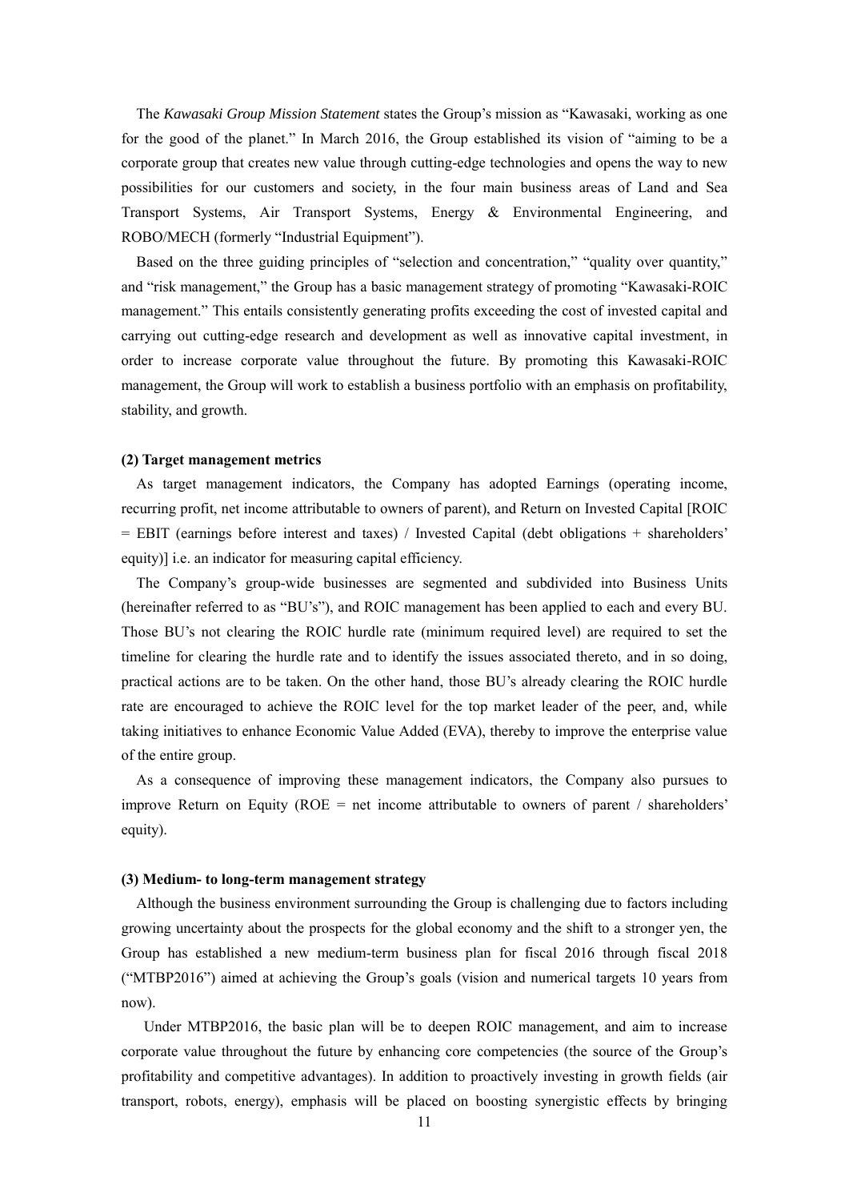The *Kawasaki Group Mission Statement* states the Group's mission as "Kawasaki, working as one for the good of the planet." In March 2016, the Group established its vision of "aiming to be a corporate group that creates new value through cutting-edge technologies and opens the way to new possibilities for our customers and society, in the four main business areas of Land and Sea Transport Systems, Air Transport Systems, Energy & Environmental Engineering, and ROBO/MECH (formerly "Industrial Equipment").

Based on the three guiding principles of "selection and concentration," "quality over quantity," and "risk management," the Group has a basic management strategy of promoting "Kawasaki-ROIC management." This entails consistently generating profits exceeding the cost of invested capital and carrying out cutting-edge research and development as well as innovative capital investment, in order to increase corporate value throughout the future. By promoting this Kawasaki-ROIC management, the Group will work to establish a business portfolio with an emphasis on profitability, stability, and growth.

**(2) Target management metrics**

As target management indicators, the Company has adopted Earnings (operating income, recurring profit, net income attributable to owners of parent), and Return on Invested Capital [ROIC = EBIT (earnings before interest and taxes) / Invested Capital (debt obligations + shareholders' equity)] i.e. an indicator for measuring capital efficiency.

The Company's group-wide businesses are segmented and subdivided into Business Units (hereinafter referred to as "BU's"), and ROIC management has been applied to each and every BU. Those BU's not clearing the ROIC hurdle rate (minimum required level) are required to set the timeline for clearing the hurdle rate and to identify the issues associated thereto, and in so doing, practical actions are to be taken. On the other hand, those BU's already clearing the ROIC hurdle rate are encouraged to achieve the ROIC level for the top market leader of the peer, and, while taking initiatives to enhance Economic Value Added (EVA), thereby to improve the enterprise value of the entire group.

As a consequence of improving these management indicators, the Company also pursues to improve Return on Equity (ROE = net income attributable to owners of parent / shareholders' equity).

**(3) Medium- to long-term management strategy**

Although the business environment surrounding the Group is challenging due to factors including growing uncertainty about the prospects for the global economy and the shift to a stronger yen, the Group has established a new medium-term business plan for fiscal 2016 through fiscal 2018 ("MTBP2016") aimed at achieving the Group's goals (vision and numerical targets 10 years from now).

Under MTBP2016, the basic plan will be to deepen ROIC management, and aim to increase corporate value throughout the future by enhancing core competencies (the source of the Group's profitability and competitive advantages). In addition to proactively investing in growth fields (air transport, robots, energy), emphasis will be placed on boosting synergistic effects by bringing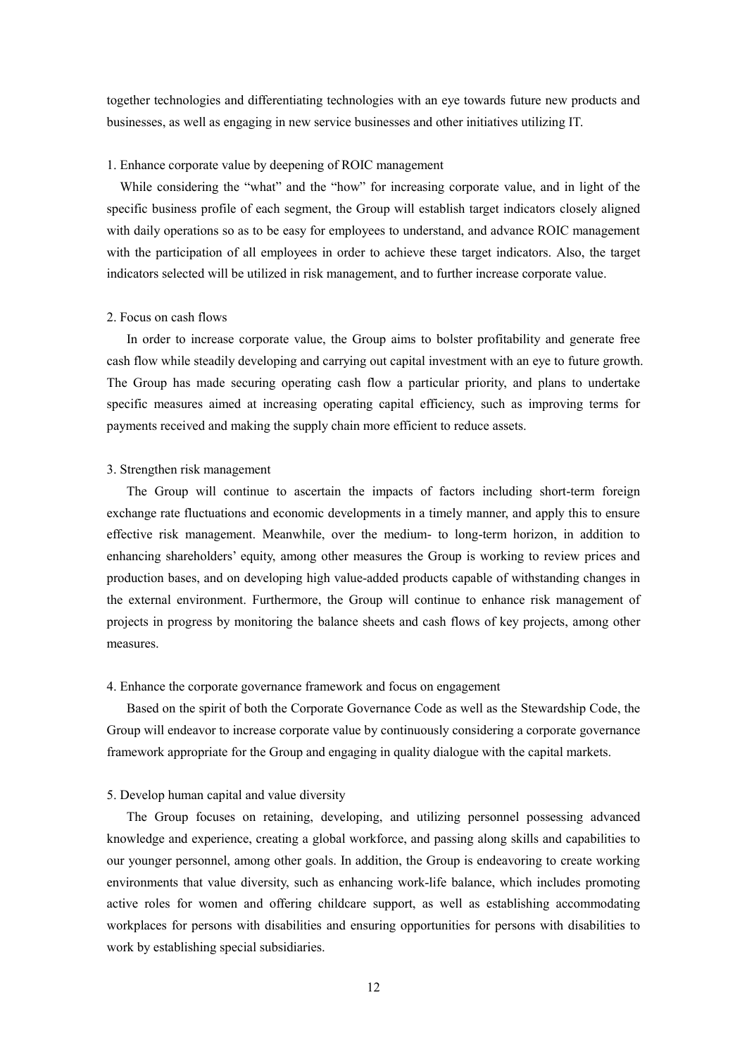together technologies and differentiating technologies with an eye towards future new products and businesses, as well as engaging in new service businesses and other initiatives utilizing IT.

1. Enhance corporate value by deepening of ROIC management

While considering the "what" and the "how" for increasing corporate value, and in light of the specific business profile of each segment, the Group will establish target indicators closely aligned with daily operations so as to be easy for employees to understand, and advance ROIC management with the participation of all employees in order to achieve these target indicators. Also, the target indicators selected will be utilized in risk management, and to further increase corporate value.

2. Focus on cash flows

In order to increase corporate value, the Group aims to bolster profitability and generate free cash flow while steadily developing and carrying out capital investment with an eye to future growth. The Group has made securing operating cash flow a particular priority, and plans to undertake specific measures aimed at increasing operating capital efficiency, such as improving terms for payments received and making the supply chain more efficient to reduce assets.

3. Strengthen risk management

The Group will continue to ascertain the impacts of factors including short-term foreign exchange rate fluctuations and economic developments in a timely manner, and apply this to ensure effective risk management. Meanwhile, over the medium- to long-term horizon, in addition to enhancing shareholders' equity, among other measures the Group is working to review prices and production bases, and on developing high value-added products capable of withstanding changes in the external environment. Furthermore, the Group will continue to enhance risk management of projects in progress by monitoring the balance sheets and cash flows of key projects, among other measures.

4. Enhance the corporate governance framework and focus on engagement

Based on the spirit of both the Corporate Governance Code as well as the Stewardship Code, the Group will endeavor to increase corporate value by continuously considering a corporate governance framework appropriate for the Group and engaging in quality dialogue with the capital markets.

5. Develop human capital and value diversity

The Group focuses on retaining, developing, and utilizing personnel possessing advanced knowledge and experience, creating a global workforce, and passing along skills and capabilities to our younger personnel, among other goals. In addition, the Group is endeavoring to create working environments that value diversity, such as enhancing work-life balance, which includes promoting active roles for women and offering childcare support, as well as establishing accommodating workplaces for persons with disabilities and ensuring opportunities for persons with disabilities to work by establishing special subsidiaries.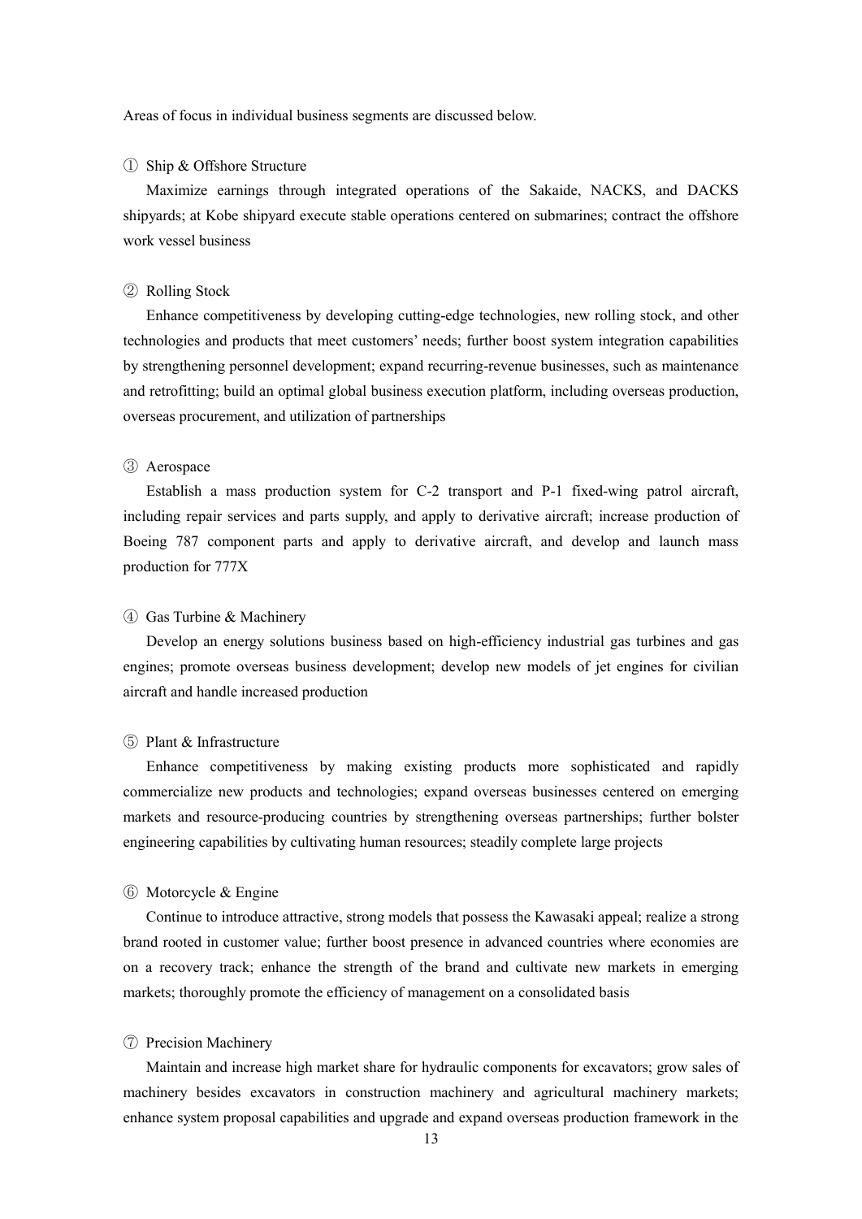Areas of focus in individual business segments are discussed below.

① Ship & Offshore Structure

Maximize earnings through integrated operations of the Sakaide, NACKS, and DACKS shipyards; at Kobe shipyard execute stable operations centered on submarines; contract the offshore work vessel business

② Rolling Stock

Enhance competitiveness by developing cutting-edge technologies, new rolling stock, and other technologies and products that meet customers' needs; further boost system integration capabilities by strengthening personnel development; expand recurring-revenue businesses, such as maintenance and retrofitting; build an optimal global business execution platform, including overseas production, overseas procurement, and utilization of partnerships

③ Aerospace

Establish a mass production system for C-2 transport and P-1 fixed-wing patrol aircraft, including repair services and parts supply, and apply to derivative aircraft; increase production of Boeing 787 component parts and apply to derivative aircraft, and develop and launch mass production for 777X

④ Gas Turbine & Machinery

Develop an energy solutions business based on high-efficiency industrial gas turbines and gas engines; promote overseas business development; develop new models of jet engines for civilian aircraft and handle increased production

⑤ Plant & Infrastructure

Enhance competitiveness by making existing products more sophisticated and rapidly commercialize new products and technologies; expand overseas businesses centered on emerging markets and resource-producing countries by strengthening overseas partnerships; further bolster engineering capabilities by cultivating human resources; steadily complete large projects

⑥ Motorcycle & Engine

Continue to introduce attractive, strong models that possess the Kawasaki appeal; realize a strong brand rooted in customer value; further boost presence in advanced countries where economies are on a recovery track; enhance the strength of the brand and cultivate new markets in emerging markets; thoroughly promote the efficiency of management on a consolidated basis

⑦ Precision Machinery

Maintain and increase high market share for hydraulic components for excavators; grow sales of machinery besides excavators in construction machinery and agricultural machinery markets; enhance system proposal capabilities and upgrade and expand overseas production framework in the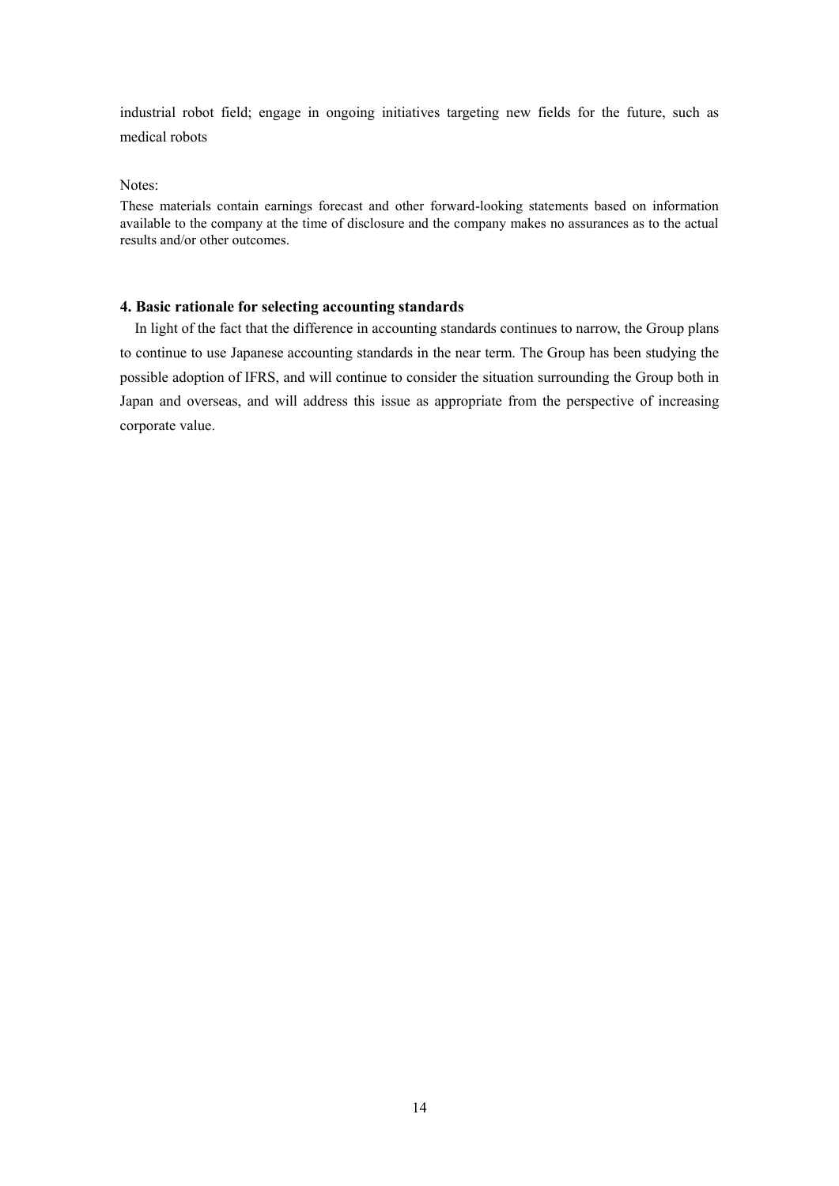industrial robot field; engage in ongoing initiatives targeting new fields for the future, such as medical robots

Notes:

These materials contain earnings forecast and other forward-looking statements based on information available to the company at the time of disclosure and the company makes no assurances as to the actual results and/or other outcomes.

#### 4. Basic rationale for selecting accounting standards

In light of the fact that the difference in accounting standards continues to narrow, the Group plans to continue to use Japanese accounting standards in the near term. The Group has been studying the possible adoption of IFRS, and will continue to consider the situation surrounding the Group both in Japan and overseas, and will address this issue as appropriate from the perspective of increasing corporate value.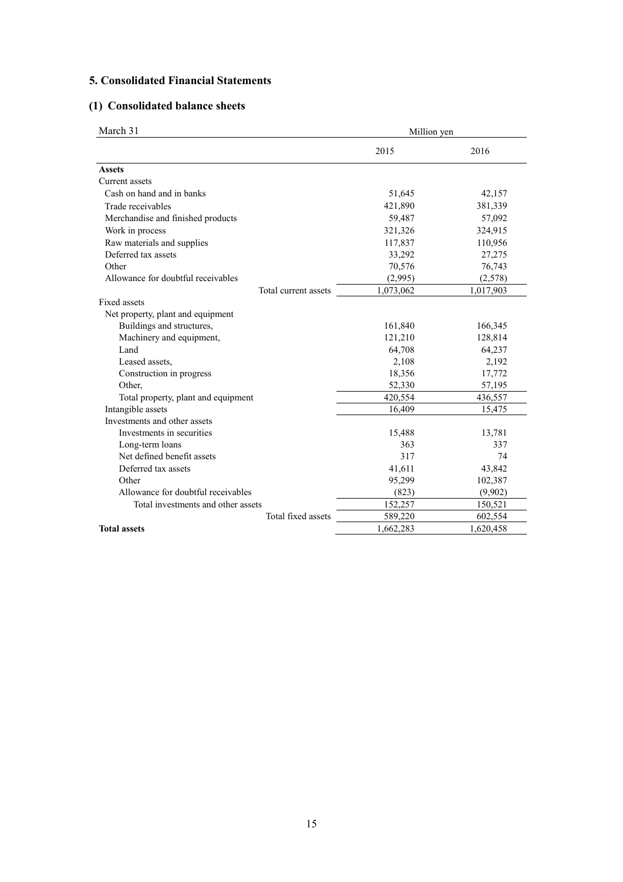## 5. Consolidated Financial Statements

### (1) Consolidated balance sheets

| March 31 | Million yen | |
|---|---|---|
| | 2015 | 2016 |
| **Assets** | | |
| Current assets | | |
| Cash on hand and in banks | 51,645 | 42,157 |
| Trade receivables | 421,890 | 381,339 |
| Merchandise and finished products | 59,487 | 57,092 |
| Work in process | 321,326 | 324,915 |
| Raw materials and supplies | 117,837 | 110,956 |
| Deferred tax assets | 33,292 | 27,275 |
| Other | 70,576 | 76,743 |
| Allowance for doubtful receivables | (2,995) | (2,578) |
| Total current assets | 1,073,062 | 1,017,903 |
| Fixed assets | | |
| Net property, plant and equipment | | |
| Buildings and structures, | 161,840 | 166,345 |
| Machinery and equipment, | 121,210 | 128,814 |
| Land | 64,708 | 64,237 |
| Leased assets, | 2,108 | 2,192 |
| Construction in progress | 18,356 | 17,772 |
| Other, | 52,330 | 57,195 |
| Total property, plant and equipment | 420,554 | 436,557 |
| Intangible assets | 16,409 | 15,475 |
| Investments and other assets | | |
| Investments in securities | 15,488 | 13,781 |
| Long-term loans | 363 | 337 |
| Net defined benefit assets | 317 | 74 |
| Deferred tax assets | 41,611 | 43,842 |
| Other | 95,299 | 102,387 |
| Allowance for doubtful receivables | (823) | (9,902) |
| Total investments and other assets | 152,257 | 150,521 |
| Total fixed assets | 589,220 | 602,554 |
| **Total assets** | 1,662,283 | 1,620,458 |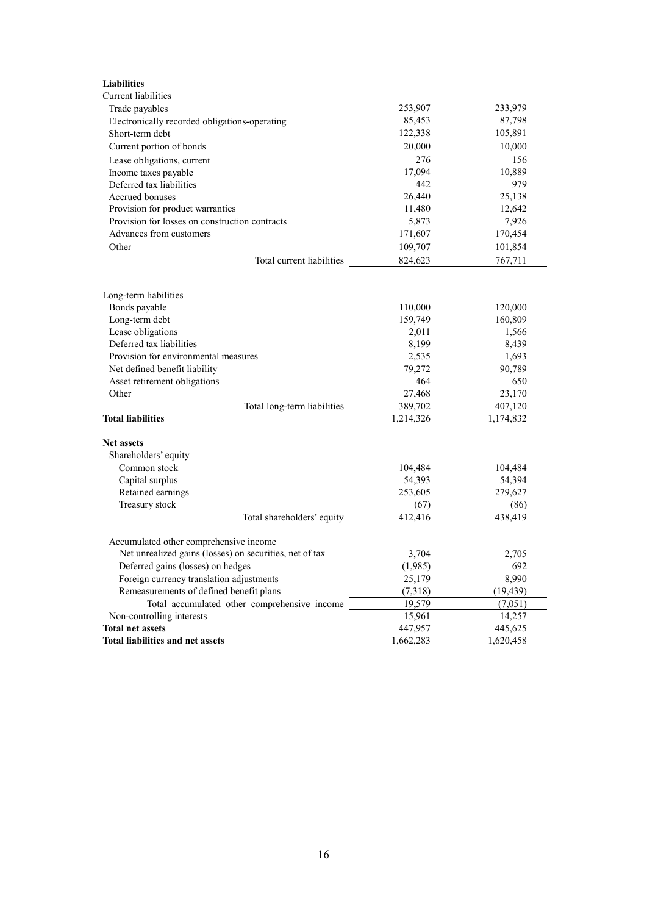| **Liabilities** | | |
|---|---|---|
| Current liabilities | | |
| Trade payables | 253,907 | 233,979 |
| Electronically recorded obligations-operating | 85,453 | 87,798 |
| Short-term debt | 122,338 | 105,891 |
| Current portion of bonds | 20,000 | 10,000 |
| Lease obligations, current | 276 | 156 |
| Income taxes payable | 17,094 | 10,889 |
| Deferred tax liabilities | 442 | 979 |
| Accrued bonuses | 26,440 | 25,138 |
| Provision for product warranties | 11,480 | 12,642 |
| Provision for losses on construction contracts | 5,873 | 7,926 |
| Advances from customers | 171,607 | 170,454 |
| Other | 109,707 | 101,854 |
| Total current liabilities | 824,623 | 767,711 |
| | | |
| Long-term liabilities | | |
| Bonds payable | 110,000 | 120,000 |
| Long-term debt | 159,749 | 160,809 |
| Lease obligations | 2,011 | 1,566 |
| Deferred tax liabilities | 8,199 | 8,439 |
| Provision for environmental measures | 2,535 | 1,693 |
| Net defined benefit liability | 79,272 | 90,789 |
| Asset retirement obligations | 464 | 650 |
| Other | 27,468 | 23,170 |
| Total long-term liabilities | 389,702 | 407,120 |
| **Total liabilities** | 1,214,326 | 1,174,832 |
| | | |
| **Net assets** | | |
| Shareholders' equity | | |
| Common stock | 104,484 | 104,484 |
| Capital surplus | 54,393 | 54,394 |
| Retained earnings | 253,605 | 279,627 |
| Treasury stock | (67) | (86) |
| Total shareholders' equity | 412,416 | 438,419 |
| | | |
| Accumulated other comprehensive income | | |
| Net unrealized gains (losses) on securities, net of tax | 3,704 | 2,705 |
| Deferred gains (losses) on hedges | (1,985) | 692 |
| Foreign currency translation adjustments | 25,179 | 8,990 |
| Remeasurements of defined benefit plans | (7,318) | (19,439) |
| Total accumulated other comprehensive income | 19,579 | (7,051) |
| Non-controlling interests | 15,961 | 14,257 |
| **Total net assets** | 447,957 | 445,625 |
| **Total liabilities and net assets** | 1,662,283 | 1,620,458 |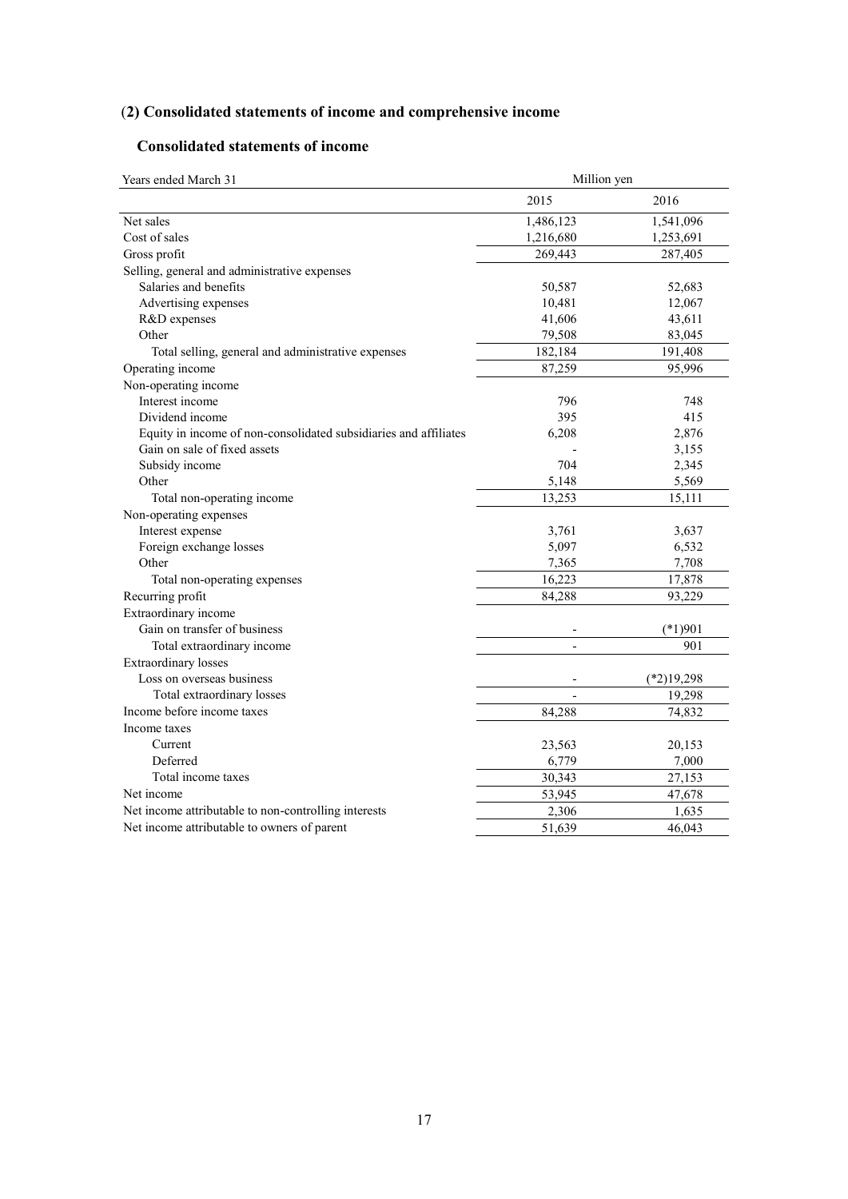## (2) Consolidated statements of income and comprehensive income

### Consolidated statements of income

| Years ended March 31 | Million yen | |
|---|---|---|
| | 2015 | 2016 |
| Net sales | 1,486,123 | 1,541,096 |
| Cost of sales | 1,216,680 | 1,253,691 |
| Gross profit | 269,443 | 287,405 |
| Selling, general and administrative expenses | | |
| Salaries and benefits | 50,587 | 52,683 |
| Advertising expenses | 10,481 | 12,067 |
| R&D expenses | 41,606 | 43,611 |
| Other | 79,508 | 83,045 |
| Total selling, general and administrative expenses | 182,184 | 191,408 |
| Operating income | 87,259 | 95,996 |
| Non-operating income | | |
| Interest income | 796 | 748 |
| Dividend income | 395 | 415 |
| Equity in income of non-consolidated subsidiaries and affiliates | 6,208 | 2,876 |
| Gain on sale of fixed assets | - | 3,155 |
| Subsidy income | 704 | 2,345 |
| Other | 5,148 | 5,569 |
| Total non-operating income | 13,253 | 15,111 |
| Non-operating expenses | | |
| Interest expense | 3,761 | 3,637 |
| Foreign exchange losses | 5,097 | 6,532 |
| Other | 7,365 | 7,708 |
| Total non-operating expenses | 16,223 | 17,878 |
| Recurring profit | 84,288 | 93,229 |
| Extraordinary income | | |
| Gain on transfer of business | - | (*1)901 |
| Total extraordinary income | - | 901 |
| Extraordinary losses | | |
| Loss on overseas business | - | (*2)19,298 |
| Total extraordinary losses | - | 19,298 |
| Income before income taxes | 84,288 | 74,832 |
| Income taxes | | |
| Current | 23,563 | 20,153 |
| Deferred | 6,779 | 7,000 |
| Total income taxes | 30,343 | 27,153 |
| Net income | 53,945 | 47,678 |
| Net income attributable to non-controlling interests | 2,306 | 1,635 |
| Net income attributable to owners of parent | 51,639 | 46,043 |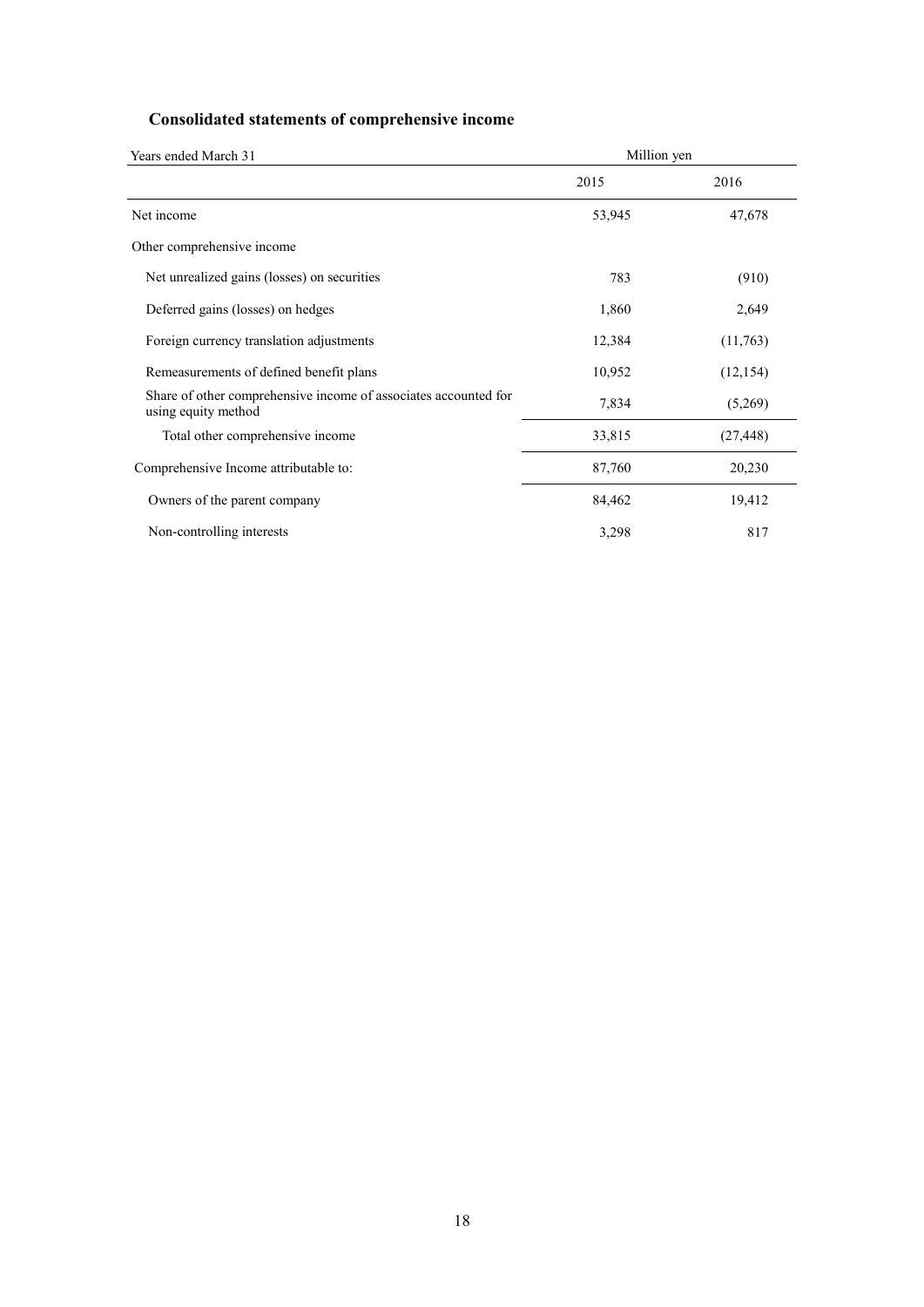## Consolidated statements of comprehensive income

| Years ended March 31 | Million yen | |
|---|---|---|
| | 2015 | 2016 |
| Net income | 53,945 | 47,678 |
| Other comprehensive income | | |
| Net unrealized gains (losses) on securities | 783 | (910) |
| Deferred gains (losses) on hedges | 1,860 | 2,649 |
| Foreign currency translation adjustments | 12,384 | (11,763) |
| Remeasurements of defined benefit plans | 10,952 | (12,154) |
| Share of other comprehensive income of associates accounted for using equity method | 7,834 | (5,269) |
| Total other comprehensive income | 33,815 | (27,448) |
| Comprehensive Income attributable to: | 87,760 | 20,230 |
| Owners of the parent company | 84,462 | 19,412 |
| Non-controlling interests | 3,298 | 817 |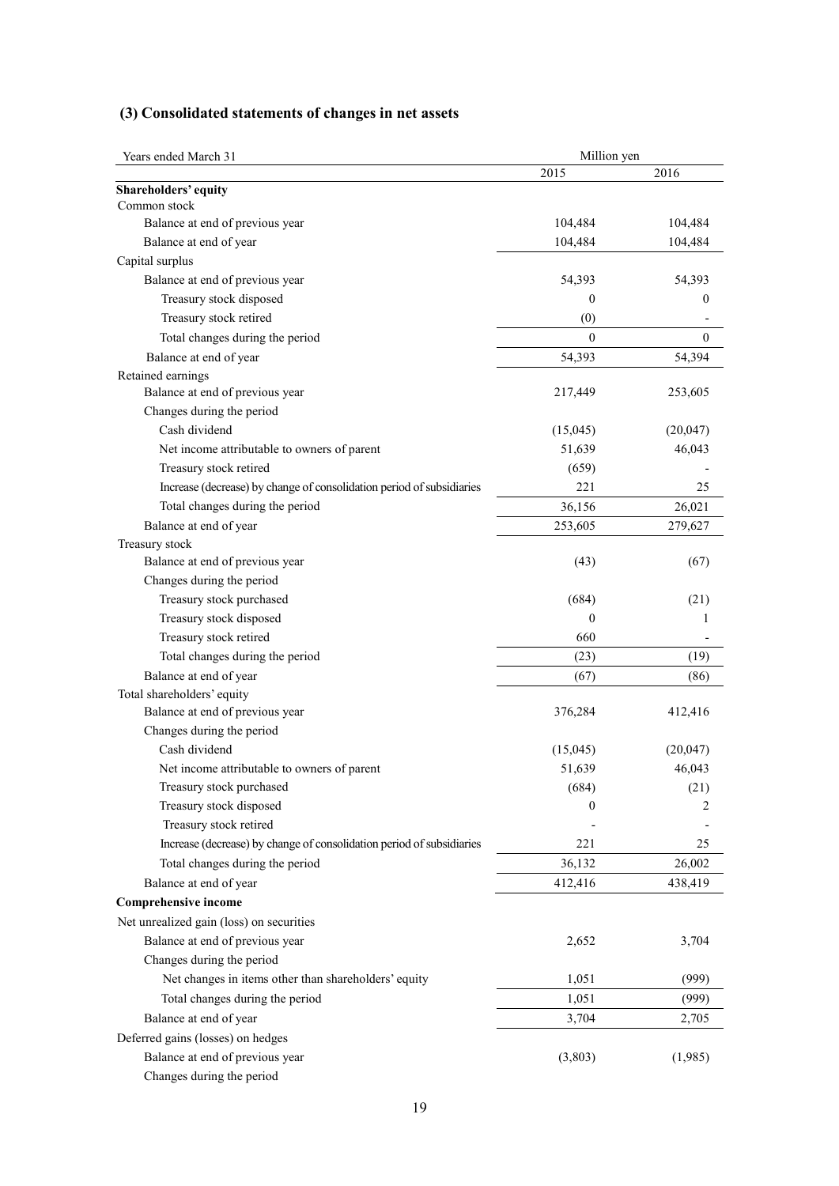## (3) Consolidated statements of changes in net assets

| Years ended March 31 | Million yen | |
|---|---|---|
| | 2015 | 2016 |
| **Shareholders' equity** | | |
| Common stock | | |
| Balance at end of previous year | 104,484 | 104,484 |
| Balance at end of year | 104,484 | 104,484 |
| Capital surplus | | |
| Balance at end of previous year | 54,393 | 54,393 |
| Treasury stock disposed | 0 | 0 |
| Treasury stock retired | (0) | - |
| Total changes during the period | 0 | 0 |
| Balance at end of year | 54,393 | 54,394 |
| Retained earnings | | |
| Balance at end of previous year | 217,449 | 253,605 |
| Changes during the period | | |
| Cash dividend | (15,045) | (20,047) |
| Net income attributable to owners of parent | 51,639 | 46,043 |
| Treasury stock retired | (659) | - |
| Increase (decrease) by change of consolidation period of subsidiaries | 221 | 25 |
| Total changes during the period | 36,156 | 26,021 |
| Balance at end of year | 253,605 | 279,627 |
| Treasury stock | | |
| Balance at end of previous year | (43) | (67) |
| Changes during the period | | |
| Treasury stock purchased | (684) | (21) |
| Treasury stock disposed | 0 | 1 |
| Treasury stock retired | 660 | - |
| Total changes during the period | (23) | (19) |
| Balance at end of year | (67) | (86) |
| Total shareholders' equity | | |
| Balance at end of previous year | 376,284 | 412,416 |
| Changes during the period | | |
| Cash dividend | (15,045) | (20,047) |
| Net income attributable to owners of parent | 51,639 | 46,043 |
| Treasury stock purchased | (684) | (21) |
| Treasury stock disposed | 0 | 2 |
| Treasury stock retired | - | - |
| Increase (decrease) by change of consolidation period of subsidiaries | 221 | 25 |
| Total changes during the period | 36,132 | 26,002 |
| Balance at end of year | 412,416 | 438,419 |
| **Comprehensive income** | | |
| Net unrealized gain (loss) on securities | | |
| Balance at end of previous year | 2,652 | 3,704 |
| Changes during the period | | |
| Net changes in items other than shareholders' equity | 1,051 | (999) |
| Total changes during the period | 1,051 | (999) |
| Balance at end of year | 3,704 | 2,705 |
| Deferred gains (losses) on hedges | | |
| Balance at end of previous year | (3,803) | (1,985) |
| Changes during the period | | |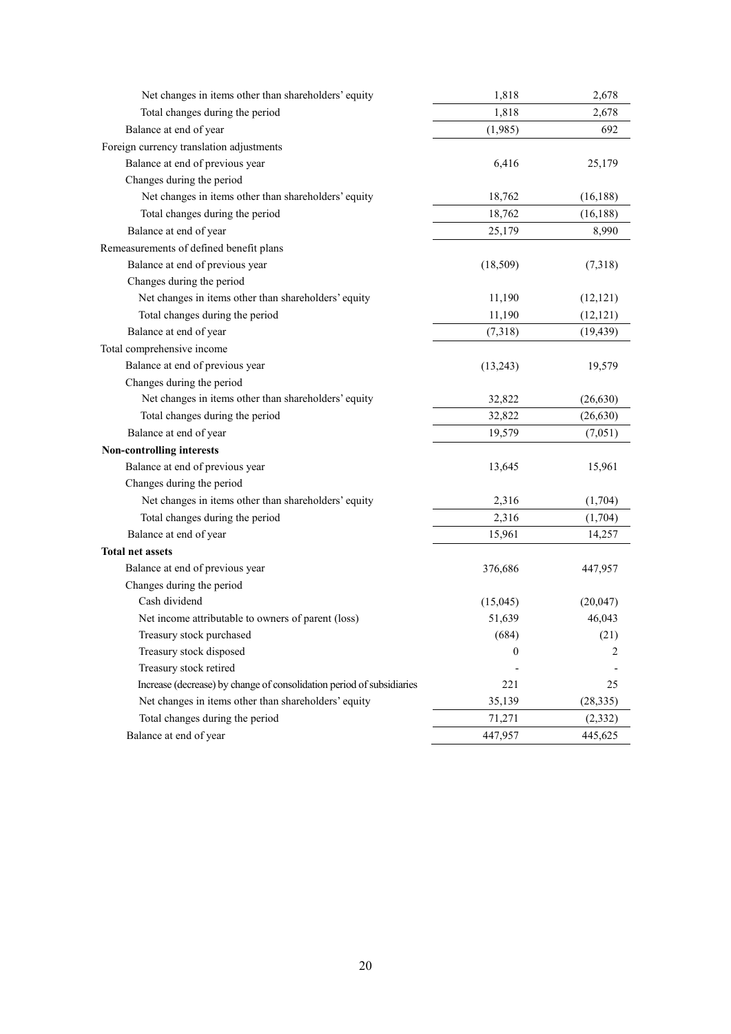| | | |
|---|---|---|
| Net changes in items other than shareholders' equity | 1,818 | 2,678 |
| Total changes during the period | 1,818 | 2,678 |
| Balance at end of year | (1,985) | 692 |
| Foreign currency translation adjustments | | |
| Balance at end of previous year | 6,416 | 25,179 |
| Changes during the period | | |
| Net changes in items other than shareholders' equity | 18,762 | (16,188) |
| Total changes during the period | 18,762 | (16,188) |
| Balance at end of year | 25,179 | 8,990 |
| Remeasurements of defined benefit plans | | |
| Balance at end of previous year | (18,509) | (7,318) |
| Changes during the period | | |
| Net changes in items other than shareholders' equity | 11,190 | (12,121) |
| Total changes during the period | 11,190 | (12,121) |
| Balance at end of year | (7,318) | (19,439) |
| Total comprehensive income | | |
| Balance at end of previous year | (13,243) | 19,579 |
| Changes during the period | | |
| Net changes in items other than shareholders' equity | 32,822 | (26,630) |
| Total changes during the period | 32,822 | (26,630) |
| Balance at end of year | 19,579 | (7,051) |
| **Non-controlling interests** | | |
| Balance at end of previous year | 13,645 | 15,961 |
| Changes during the period | | |
| Net changes in items other than shareholders' equity | 2,316 | (1,704) |
| Total changes during the period | 2,316 | (1,704) |
| Balance at end of year | 15,961 | 14,257 |
| **Total net assets** | | |
| Balance at end of previous year | 376,686 | 447,957 |
| Changes during the period | | |
| Cash dividend | (15,045) | (20,047) |
| Net income attributable to owners of parent (loss) | 51,639 | 46,043 |
| Treasury stock purchased | (684) | (21) |
| Treasury stock disposed | 0 | 2 |
| Treasury stock retired | - | - |
| Increase (decrease) by change of consolidation period of subsidiaries | 221 | 25 |
| Net changes in items other than shareholders' equity | 35,139 | (28,335) |
| Total changes during the period | 71,271 | (2,332) |
| Balance at end of year | 447,957 | 445,625 |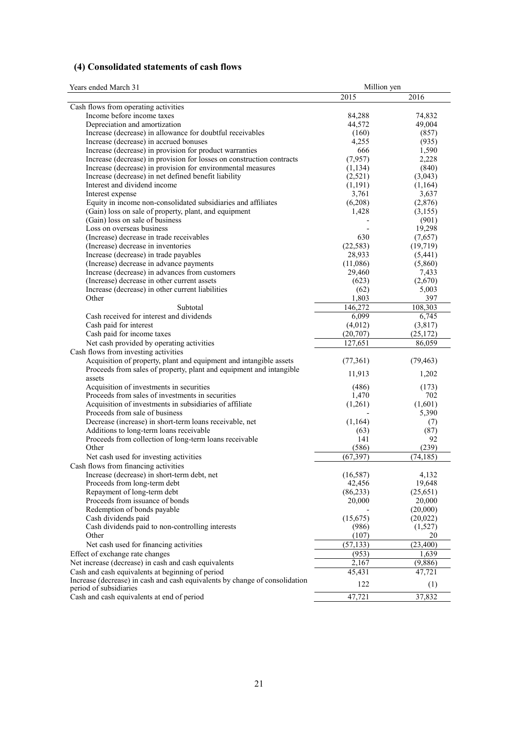## (4) Consolidated statements of cash flows

| Years ended March 31 | Million yen | |
|---|---|---|
| | 2015 | 2016 |
| Cash flows from operating activities | | |
| Income before income taxes | 84,288 | 74,832 |
| Depreciation and amortization | 44,572 | 49,004 |
| Increase (decrease) in allowance for doubtful receivables | (160) | (857) |
| Increase (decrease) in accrued bonuses | 4,255 | (935) |
| Increase (decrease) in provision for product warranties | 666 | 1,590 |
| Increase (decrease) in provision for losses on construction contracts | (7,957) | 2,228 |
| Increase (decrease) in provision for environmental measures | (1,134) | (840) |
| Increase (decrease) in net defined benefit liability | (2,521) | (3,043) |
| Interest and dividend income | (1,191) | (1,164) |
| Interest expense | 3,761 | 3,637 |
| Equity in income non-consolidated subsidiaries and affiliates | (6,208) | (2,876) |
| (Gain) loss on sale of property, plant, and equipment | 1,428 | (3,155) |
| (Gain) loss on sale of business | - | (901) |
| Loss on overseas business | - | 19,298 |
| (Increase) decrease in trade receivables | 630 | (7,657) |
| (Increase) decrease in inventories | (22,583) | (19,719) |
| Increase (decrease) in trade payables | 28,933 | (5,441) |
| (Increase) decrease in advance payments | (11,086) | (5,860) |
| Increase (decrease) in advances from customers | 29,460 | 7,433 |
| (Increase) decrease in other current assets | (623) | (2,670) |
| Increase (decrease) in other current liabilities | (62) | 5,003 |
| Other | 1,803 | 397 |
| Subtotal | 146,272 | 108,303 |
| Cash received for interest and dividends | 6,099 | 6,745 |
| Cash paid for interest | (4,012) | (3,817) |
| Cash paid for income taxes | (20,707) | (25,172) |
| Net cash provided by operating activities | 127,651 | 86,059 |
| Cash flows from investing activities | | |
| Acquisition of property, plant and equipment and intangible assets | (77,361) | (79,463) |
| Proceeds from sales of property, plant and equipment and intangible assets | 11,913 | 1,202 |
| Acquisition of investments in securities | (486) | (173) |
| Proceeds from sales of investments in securities | 1,470 | 702 |
| Acquisition of investments in subsidiaries of affiliate | (1,261) | (1,601) |
| Proceeds from sale of business | - | 5,390 |
| Decrease (increase) in short-term loans receivable, net | (1,164) | (7) |
| Additions to long-term loans receivable | (63) | (87) |
| Proceeds from collection of long-term loans receivable | 141 | 92 |
| Other | (586) | (239) |
| Net cash used for investing activities | (67,397) | (74,185) |
| Cash flows from financing activities | | |
| Increase (decrease) in short-term debt, net | (16,587) | 4,132 |
| Proceeds from long-term debt | 42,456 | 19,648 |
| Repayment of long-term debt | (86,233) | (25,651) |
| Proceeds from issuance of bonds | 20,000 | 20,000 |
| Redemption of bonds payable | - | (20,000) |
| Cash dividends paid | (15,675) | (20,022) |
| Cash dividends paid to non-controlling interests | (986) | (1,527) |
| Other | (107) | 20 |
| Net cash used for financing activities | (57,133) | (23,400) |
| Effect of exchange rate changes | (953) | 1,639 |
| Net increase (decrease) in cash and cash equivalents | 2,167 | (9,886) |
| Cash and cash equivalents at beginning of period | 45,431 | 47,721 |
| Increase (decrease) in cash and cash equivalents by change of consolidation period of subsidiaries | 122 | (1) |
| Cash and cash equivalents at end of period | 47,721 | 37,832 |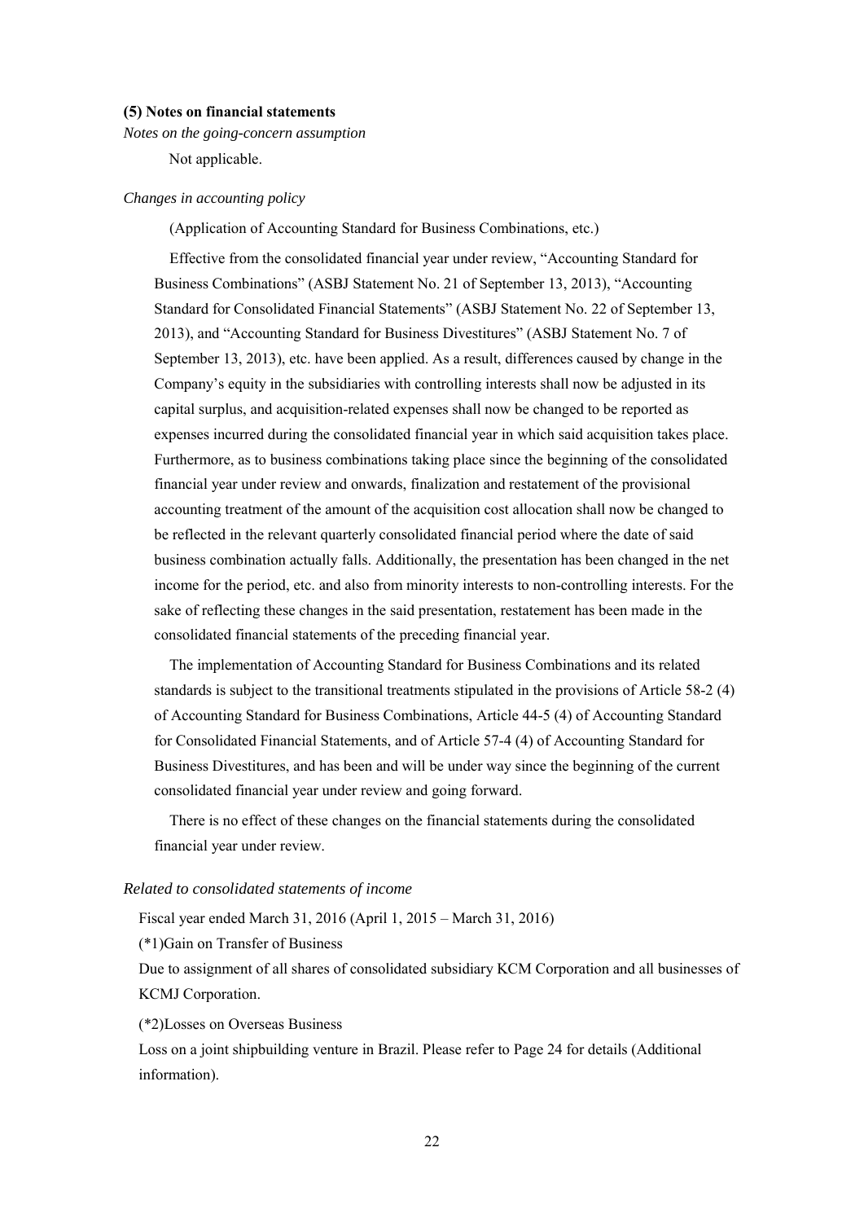### (5) Notes on financial statements

*Notes on the going-concern assumption*

Not applicable.

*Changes in accounting policy*

(Application of Accounting Standard for Business Combinations, etc.)

Effective from the consolidated financial year under review, "Accounting Standard for Business Combinations" (ASBJ Statement No. 21 of September 13, 2013), "Accounting Standard for Consolidated Financial Statements" (ASBJ Statement No. 22 of September 13, 2013), and "Accounting Standard for Business Divestitures" (ASBJ Statement No. 7 of September 13, 2013), etc. have been applied. As a result, differences caused by change in the Company's equity in the subsidiaries with controlling interests shall now be adjusted in its capital surplus, and acquisition-related expenses shall now be changed to be reported as expenses incurred during the consolidated financial year in which said acquisition takes place. Furthermore, as to business combinations taking place since the beginning of the consolidated financial year under review and onwards, finalization and restatement of the provisional accounting treatment of the amount of the acquisition cost allocation shall now be changed to be reflected in the relevant quarterly consolidated financial period where the date of said business combination actually falls. Additionally, the presentation has been changed in the net income for the period, etc. and also from minority interests to non-controlling interests. For the sake of reflecting these changes in the said presentation, restatement has been made in the consolidated financial statements of the preceding financial year.

The implementation of Accounting Standard for Business Combinations and its related standards is subject to the transitional treatments stipulated in the provisions of Article 58-2 (4) of Accounting Standard for Business Combinations, Article 44-5 (4) of Accounting Standard for Consolidated Financial Statements, and of Article 57-4 (4) of Accounting Standard for Business Divestitures, and has been and will be under way since the beginning of the current consolidated financial year under review and going forward.

There is no effect of these changes on the financial statements during the consolidated financial year under review.

*Related to consolidated statements of income*

Fiscal year ended March 31, 2016 (April 1, 2015 – March 31, 2016)

(*1)Gain on Transfer of Business

Due to assignment of all shares of consolidated subsidiary KCM Corporation and all businesses of KCMJ Corporation.

(*2)Losses on Overseas Business

Loss on a joint shipbuilding venture in Brazil. Please refer to Page 24 for details (Additional information).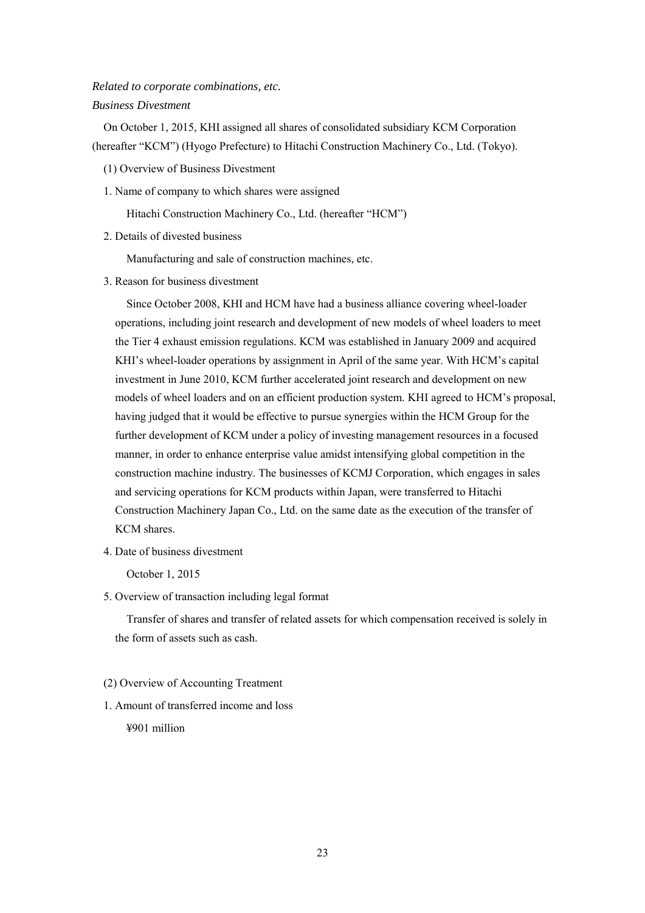*Related to corporate combinations, etc.*

*Business Divestment*

On October 1, 2015, KHI assigned all shares of consolidated subsidiary KCM Corporation (hereafter "KCM") (Hyogo Prefecture) to Hitachi Construction Machinery Co., Ltd. (Tokyo).

(1) Overview of Business Divestment

1. Name of company to which shares were assigned

   Hitachi Construction Machinery Co., Ltd. (hereafter "HCM")

2. Details of divested business

   Manufacturing and sale of construction machines, etc.

3. Reason for business divestment

   Since October 2008, KHI and HCM have had a business alliance covering wheel-loader operations, including joint research and development of new models of wheel loaders to meet the Tier 4 exhaust emission regulations. KCM was established in January 2009 and acquired KHI's wheel-loader operations by assignment in April of the same year. With HCM's capital investment in June 2010, KCM further accelerated joint research and development on new models of wheel loaders and on an efficient production system. KHI agreed to HCM's proposal, having judged that it would be effective to pursue synergies within the HCM Group for the further development of KCM under a policy of investing management resources in a focused manner, in order to enhance enterprise value amidst intensifying global competition in the construction machine industry. The businesses of KCMJ Corporation, which engages in sales and servicing operations for KCM products within Japan, were transferred to Hitachi Construction Machinery Japan Co., Ltd. on the same date as the execution of the transfer of KCM shares.

4. Date of business divestment

   October 1, 2015

5. Overview of transaction including legal format

   Transfer of shares and transfer of related assets for which compensation received is solely in the form of assets such as cash.

(2) Overview of Accounting Treatment

1. Amount of transferred income and loss

   ¥901 million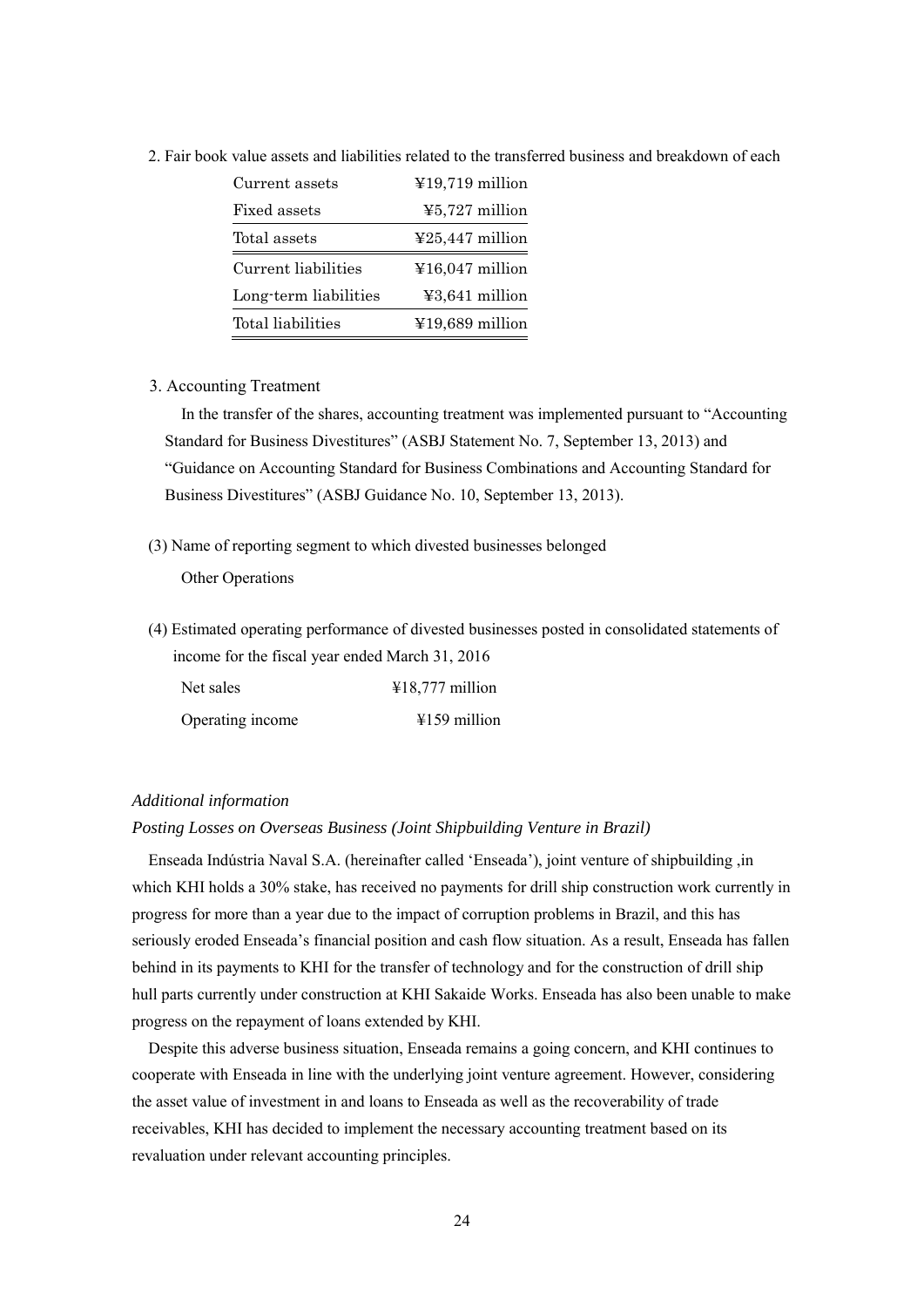2. Fair book value assets and liabilities related to the transferred business and breakdown of each

| | |
|---|---|
| Current assets | ¥19,719 million |
| Fixed assets | ¥5,727 million |
| Total assets | ¥25,447 million |
| Current liabilities | ¥16,047 million |
| Long-term liabilities | ¥3,641 million |
| Total liabilities | ¥19,689 million |

3. Accounting Treatment

In the transfer of the shares, accounting treatment was implemented pursuant to "Accounting Standard for Business Divestitures" (ASBJ Statement No. 7, September 13, 2013) and "Guidance on Accounting Standard for Business Combinations and Accounting Standard for Business Divestitures" (ASBJ Guidance No. 10, September 13, 2013).

(3) Name of reporting segment to which divested businesses belonged

Other Operations

(4) Estimated operating performance of divested businesses posted in consolidated statements of income for the fiscal year ended March 31, 2016

| | |
|---|---|
| Net sales | ¥18,777 million |
| Operating income | ¥159 million |

*Additional information*

*Posting Losses on Overseas Business (Joint Shipbuilding Venture in Brazil)*

Enseada Indústria Naval S.A. (hereinafter called 'Enseada'), joint venture of shipbuilding ,in which KHI holds a 30% stake, has received no payments for drill ship construction work currently in progress for more than a year due to the impact of corruption problems in Brazil, and this has seriously eroded Enseada's financial position and cash flow situation. As a result, Enseada has fallen behind in its payments to KHI for the transfer of technology and for the construction of drill ship hull parts currently under construction at KHI Sakaide Works. Enseada has also been unable to make progress on the repayment of loans extended by KHI.

Despite this adverse business situation, Enseada remains a going concern, and KHI continues to cooperate with Enseada in line with the underlying joint venture agreement. However, considering the asset value of investment in and loans to Enseada as well as the recoverability of trade receivables, KHI has decided to implement the necessary accounting treatment based on its revaluation under relevant accounting principles.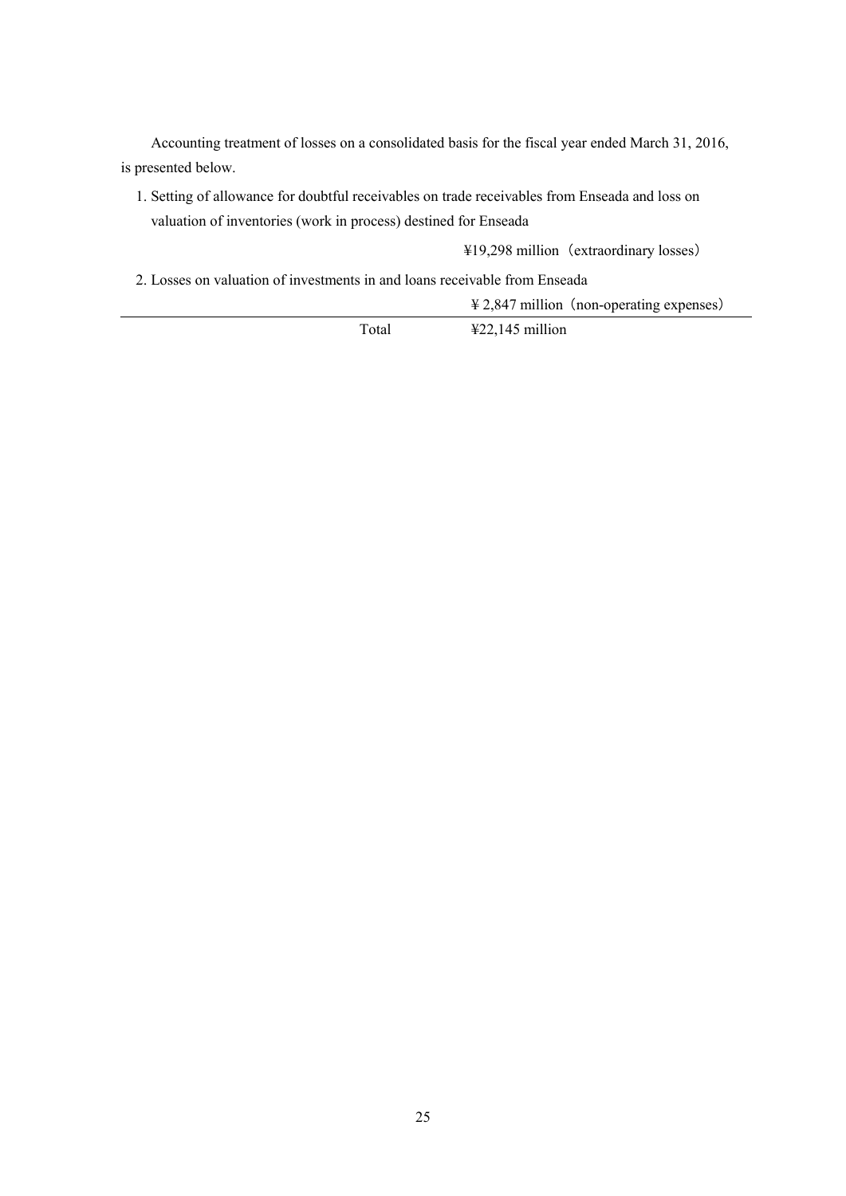Accounting treatment of losses on a consolidated basis for the fiscal year ended March 31, 2016, is presented below.

1. Setting of allowance for doubtful receivables on trade receivables from Enseada and loss on valuation of inventories (work in process) destined for Enseada

   ¥19,298 million（extraordinary losses）

2. Losses on valuation of investments in and loans receivable from Enseada

   ¥ 2,847 million（non-operating expenses）

---

Total ¥22,145 million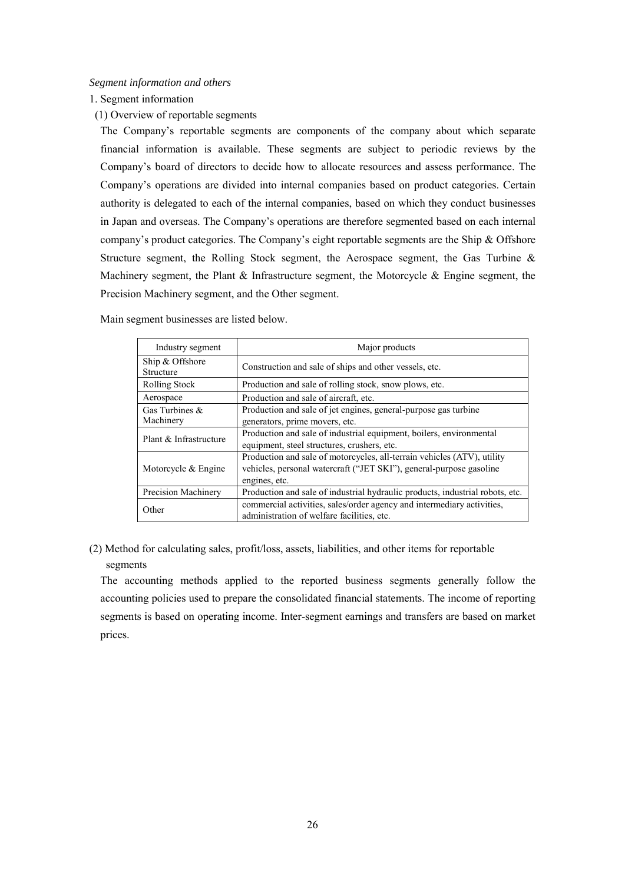*Segment information and others*

1. Segment information

(1) Overview of reportable segments

The Company's reportable segments are components of the company about which separate financial information is available. These segments are subject to periodic reviews by the Company's board of directors to decide how to allocate resources and assess performance. The Company's operations are divided into internal companies based on product categories. Certain authority is delegated to each of the internal companies, based on which they conduct businesses in Japan and overseas. The Company's operations are therefore segmented based on each internal company's product categories. The Company's eight reportable segments are the Ship & Offshore Structure segment, the Rolling Stock segment, the Aerospace segment, the Gas Turbine & Machinery segment, the Plant & Infrastructure segment, the Motorcycle & Engine segment, the Precision Machinery segment, and the Other segment.

Main segment businesses are listed below.

| Industry segment | Major products |
|---|---|
| Ship & Offshore Structure | Construction and sale of ships and other vessels, etc. |
| Rolling Stock | Production and sale of rolling stock, snow plows, etc. |
| Aerospace | Production and sale of aircraft, etc. |
| Gas Turbines & Machinery | Production and sale of jet engines, general-purpose gas turbine generators, prime movers, etc. |
| Plant & Infrastructure | Production and sale of industrial equipment, boilers, environmental equipment, steel structures, crushers, etc. |
| Motorcycle & Engine | Production and sale of motorcycles, all-terrain vehicles (ATV), utility vehicles, personal watercraft ("JET SKI"), general-purpose gasoline engines, etc. |
| Precision Machinery | Production and sale of industrial hydraulic products, industrial robots, etc. |
| Other | commercial activities, sales/order agency and intermediary activities, administration of welfare facilities, etc. |

(2) Method for calculating sales, profit/loss, assets, liabilities, and other items for reportable segments

The accounting methods applied to the reported business segments generally follow the accounting policies used to prepare the consolidated financial statements. The income of reporting segments is based on operating income. Inter-segment earnings and transfers are based on market prices.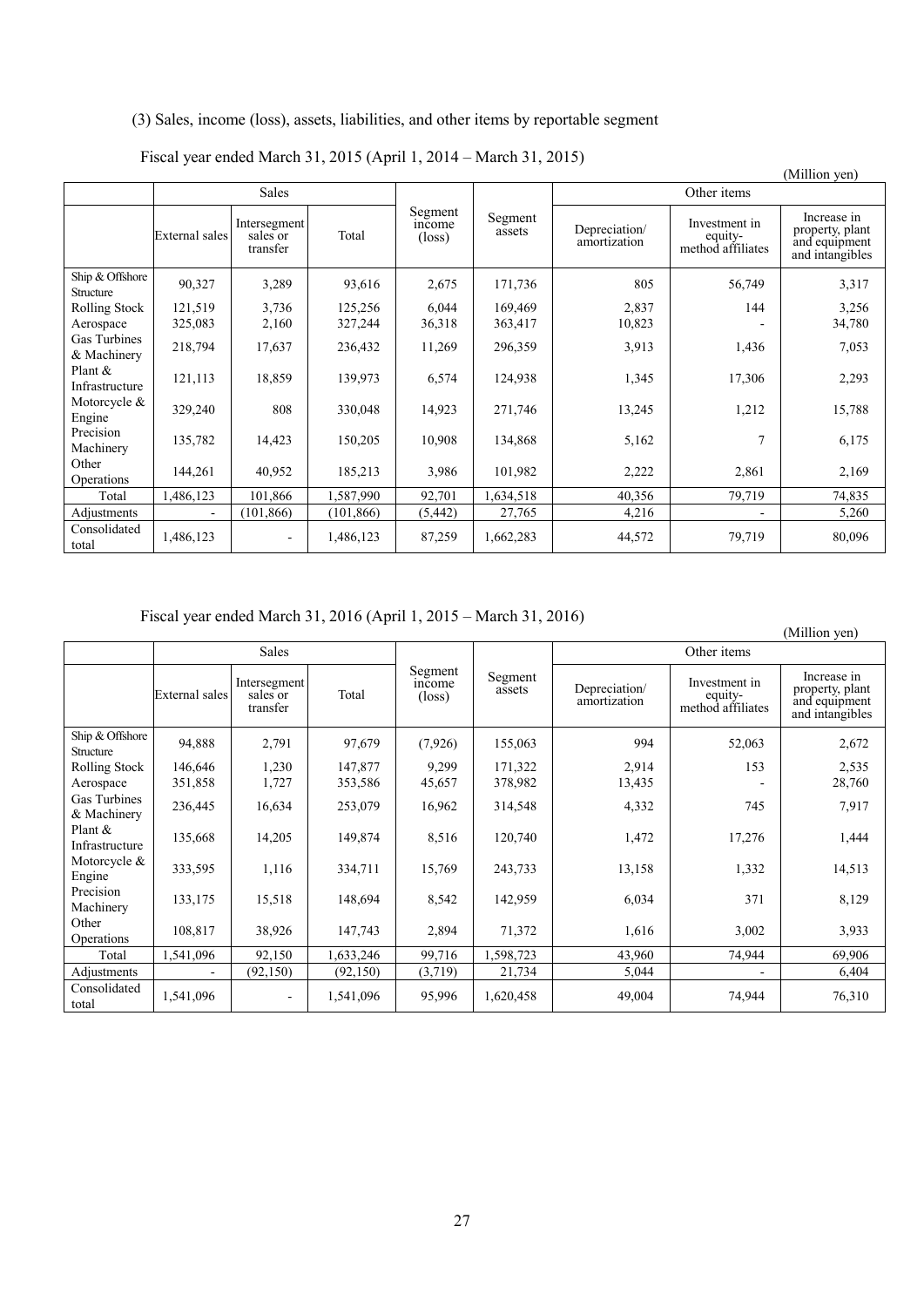(3) Sales, income (loss), assets, liabilities, and other items by reportable segment

Fiscal year ended March 31, 2015 (April 1, 2014 – March 31, 2015)

(Million yen)

| | Sales | | | Segment income (loss) | Segment assets | Other items | | |
|---|---|---|---|---|---|---|---|---|
| | External sales | Intersegment sales or transfer | Total | | | Depreciation/ amortization | Investment in equity-method affiliates | Increase in property, plant and equipment and intangibles |
| Ship & Offshore Structure | 90,327 | 3,289 | 93,616 | 2,675 | 171,736 | 805 | 56,749 | 3,317 |
| Rolling Stock | 121,519 | 3,736 | 125,256 | 6,044 | 169,469 | 2,837 | 144 | 3,256 |
| Aerospace | 325,083 | 2,160 | 327,244 | 36,318 | 363,417 | 10,823 | - | 34,780 |
| Gas Turbines & Machinery | 218,794 | 17,637 | 236,432 | 11,269 | 296,359 | 3,913 | 1,436 | 7,053 |
| Plant & Infrastructure | 121,113 | 18,859 | 139,973 | 6,574 | 124,938 | 1,345 | 17,306 | 2,293 |
| Motorcycle & Engine | 329,240 | 808 | 330,048 | 14,923 | 271,746 | 13,245 | 1,212 | 15,788 |
| Precision Machinery | 135,782 | 14,423 | 150,205 | 10,908 | 134,868 | 5,162 | 7 | 6,175 |
| Other Operations | 144,261 | 40,952 | 185,213 | 3,986 | 101,982 | 2,222 | 2,861 | 2,169 |
| Total | 1,486,123 | 101,866 | 1,587,990 | 92,701 | 1,634,518 | 40,356 | 79,719 | 74,835 |
| Adjustments | - | (101,866) | (101,866) | (5,442) | 27,765 | 4,216 | - | 5,260 |
| Consolidated total | 1,486,123 | - | 1,486,123 | 87,259 | 1,662,283 | 44,572 | 79,719 | 80,096 |

Fiscal year ended March 31, 2016 (April 1, 2015 – March 31, 2016)

(Million yen)

| | Sales | | | Segment income (loss) | Segment assets | Other items | | |
|---|---|---|---|---|---|---|---|---|
| | External sales | Intersegment sales or transfer | Total | | | Depreciation/ amortization | Investment in equity-method affiliates | Increase in property, plant and equipment and intangibles |
| Ship & Offshore Structure | 94,888 | 2,791 | 97,679 | (7,926) | 155,063 | 994 | 52,063 | 2,672 |
| Rolling Stock | 146,646 | 1,230 | 147,877 | 9,299 | 171,322 | 2,914 | 153 | 2,535 |
| Aerospace | 351,858 | 1,727 | 353,586 | 45,657 | 378,982 | 13,435 | - | 28,760 |
| Gas Turbines & Machinery | 236,445 | 16,634 | 253,079 | 16,962 | 314,548 | 4,332 | 745 | 7,917 |
| Plant & Infrastructure | 135,668 | 14,205 | 149,874 | 8,516 | 120,740 | 1,472 | 17,276 | 1,444 |
| Motorcycle & Engine | 333,595 | 1,116 | 334,711 | 15,769 | 243,733 | 13,158 | 1,332 | 14,513 |
| Precision Machinery | 133,175 | 15,518 | 148,694 | 8,542 | 142,959 | 6,034 | 371 | 8,129 |
| Other Operations | 108,817 | 38,926 | 147,743 | 2,894 | 71,372 | 1,616 | 3,002 | 3,933 |
| Total | 1,541,096 | 92,150 | 1,633,246 | 99,716 | 1,598,723 | 43,960 | 74,944 | 69,906 |
| Adjustments | - | (92,150) | (92,150) | (3,719) | 21,734 | 5,044 | - | 6,404 |
| Consolidated total | 1,541,096 | - | 1,541,096 | 95,996 | 1,620,458 | 49,004 | 74,944 | 76,310 |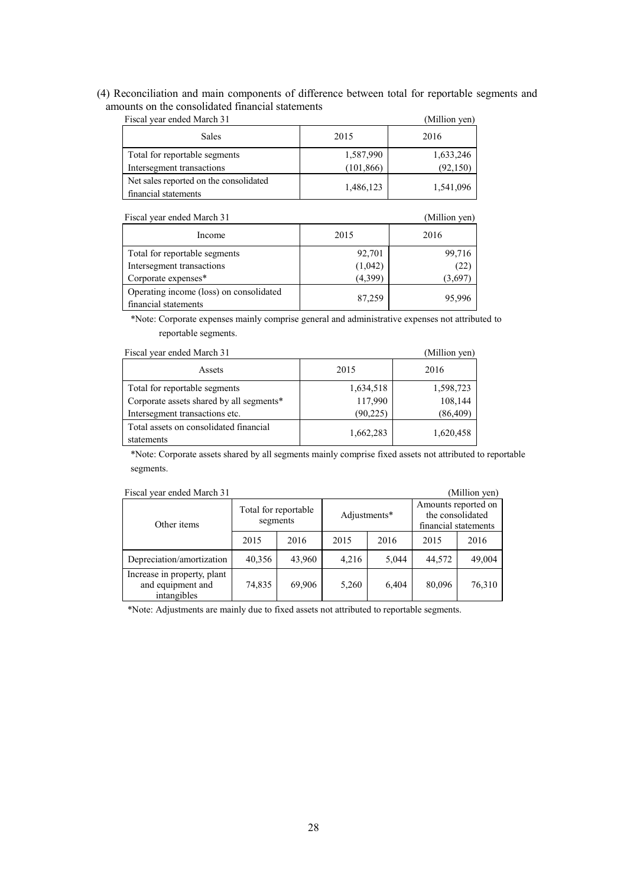(4) Reconciliation and main components of difference between total for reportable segments and amounts on the consolidated financial statements

Fiscal year ended March 31 (Million yen)

| Sales | 2015 | 2016 |
|---|---|---|
| Total for reportable segments | 1,587,990 | 1,633,246 |
| Intersegment transactions | (101,866) | (92,150) |
| Net sales reported on the consolidated financial statements | 1,486,123 | 1,541,096 |

Fiscal year ended March 31 (Million yen)

| Income | 2015 | 2016 |
|---|---|---|
| Total for reportable segments | 92,701 | 99,716 |
| Intersegment transactions | (1,042) | (22) |
| Corporate expenses* | (4,399) | (3,697) |
| Operating income (loss) on consolidated financial statements | 87,259 | 95,996 |

*Note: Corporate expenses mainly comprise general and administrative expenses not attributed to reportable segments.

Fiscal year ended March 31 (Million yen)

| Assets | 2015 | 2016 |
|---|---|---|
| Total for reportable segments | 1,634,518 | 1,598,723 |
| Corporate assets shared by all segments* | 117,990 | 108,144 |
| Intersegment transactions etc. | (90,225) | (86,409) |
| Total assets on consolidated financial statements | 1,662,283 | 1,620,458 |

*Note: Corporate assets shared by all segments mainly comprise fixed assets not attributed to reportable segments.

Fiscal year ended March 31 (Million yen)

| Other items | Total for reportable segments | | Adjustments* | | Amounts reported on the consolidated financial statements | |
|---|---|---|---|---|---|---|
| | 2015 | 2016 | 2015 | 2016 | 2015 | 2016 |
| Depreciation/amortization | 40,356 | 43,960 | 4,216 | 5,044 | 44,572 | 49,004 |
| Increase in property, plant and equipment and intangibles | 74,835 | 69,906 | 5,260 | 6,404 | 80,096 | 76,310 |

*Note: Adjustments are mainly due to fixed assets not attributed to reportable segments.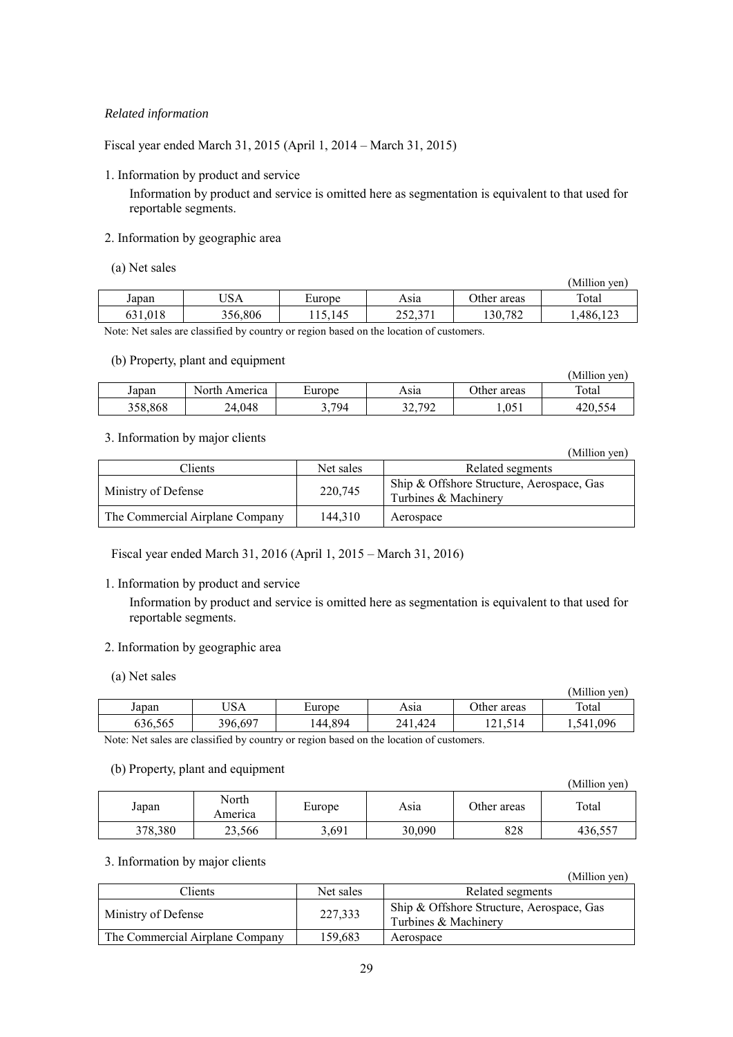*Related information*

Fiscal year ended March 31, 2015 (April 1, 2014 – March 31, 2015)

1. Information by product and service

   Information by product and service is omitted here as segmentation is equivalent to that used for reportable segments.

2. Information by geographic area

(a) Net sales

(Million yen)

| Japan | USA | Europe | Asia | Other areas | Total |
|---|---|---|---|---|---|
| 631,018 | 356,806 | 115,145 | 252,371 | 130,782 | 1,486,123 |

Note: Net sales are classified by country or region based on the location of customers.

(b) Property, plant and equipment

(Million yen)

| Japan | North America | Europe | Asia | Other areas | Total |
|---|---|---|---|---|---|
| 358,868 | 24,048 | 3,794 | 32,792 | 1,051 | 420,554 |

3. Information by major clients

(Million yen)

| Clients | Net sales | Related segments |
|---|---|---|
| Ministry of Defense | 220,745 | Ship & Offshore Structure, Aerospace, Gas Turbines & Machinery |
| The Commercial Airplane Company | 144,310 | Aerospace |

Fiscal year ended March 31, 2016 (April 1, 2015 – March 31, 2016)

1. Information by product and service

   Information by product and service is omitted here as segmentation is equivalent to that used for reportable segments.

2. Information by geographic area

(a) Net sales

(Million yen)

| Japan | USA | Europe | Asia | Other areas | Total |
|---|---|---|---|---|---|
| 636,565 | 396,697 | 144,894 | 241,424 | 121,514 | 1,541,096 |

Note: Net sales are classified by country or region based on the location of customers.

(b) Property, plant and equipment

(Million yen)

| Japan | North America | Europe | Asia | Other areas | Total |
|---|---|---|---|---|---|
| 378,380 | 23,566 | 3,691 | 30,090 | 828 | 436,557 |

3. Information by major clients

(Million yen)

| Clients | Net sales | Related segments |
|---|---|---|
| Ministry of Defense | 227,333 | Ship & Offshore Structure, Aerospace, Gas Turbines & Machinery |
| The Commercial Airplane Company | 159,683 | Aerospace |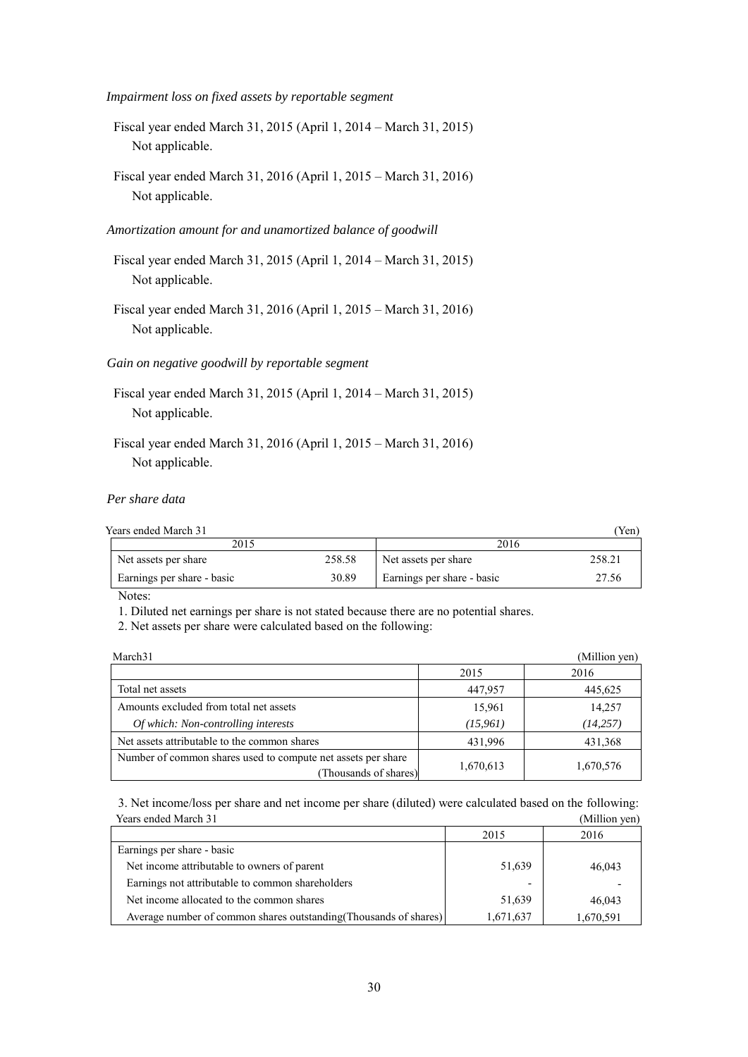*Impairment loss on fixed assets by reportable segment*

Fiscal year ended March 31, 2015 (April 1, 2014 – March 31, 2015)
Not applicable.

Fiscal year ended March 31, 2016 (April 1, 2015 – March 31, 2016)
Not applicable.

*Amortization amount for and unamortized balance of goodwill*

Fiscal year ended March 31, 2015 (April 1, 2014 – March 31, 2015)
Not applicable.

Fiscal year ended March 31, 2016 (April 1, 2015 – March 31, 2016)
Not applicable.

*Gain on negative goodwill by reportable segment*

Fiscal year ended March 31, 2015 (April 1, 2014 – March 31, 2015)
Not applicable.

Fiscal year ended March 31, 2016 (April 1, 2015 – March 31, 2016)
Not applicable.

*Per share data*

Years ended March 31 (Yen)

| 2015 | | 2016 | |
|---|---|---|---|
| Net assets per share | 258.58 | Net assets per share | 258.21 |
| Earnings per share - basic | 30.89 | Earnings per share - basic | 27.56 |

Notes:

1. Diluted net earnings per share is not stated because there are no potential shares.
2. Net assets per share were calculated based on the following:

March31 (Million yen)

| | 2015 | 2016 |
|---|---|---|
| Total net assets | 447,957 | 445,625 |
| Amounts excluded from total net assets | 15,961 | 14,257 |
| *Of which: Non-controlling interests* | *(15,961)* | *(14,257)* |
| Net assets attributable to the common shares | 431,996 | 431,368 |
| Number of common shares used to compute net assets per share (Thousands of shares) | 1,670,613 | 1,670,576 |

3. Net income/loss per share and net income per share (diluted) were calculated based on the following:

Years ended March 31 (Million yen)

| | 2015 | 2016 |
|---|---|---|
| Earnings per share - basic | | |
| Net income attributable to owners of parent | 51,639 | 46,043 |
| Earnings not attributable to common shareholders | - | - |
| Net income allocated to the common shares | 51,639 | 46,043 |
| Average number of common shares outstanding(Thousands of shares) | 1,671,637 | 1,670,591 |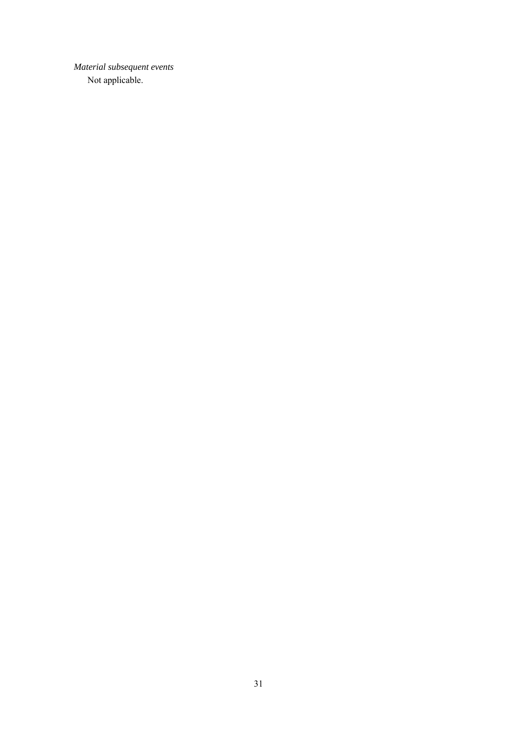*Material subsequent events*

Not applicable.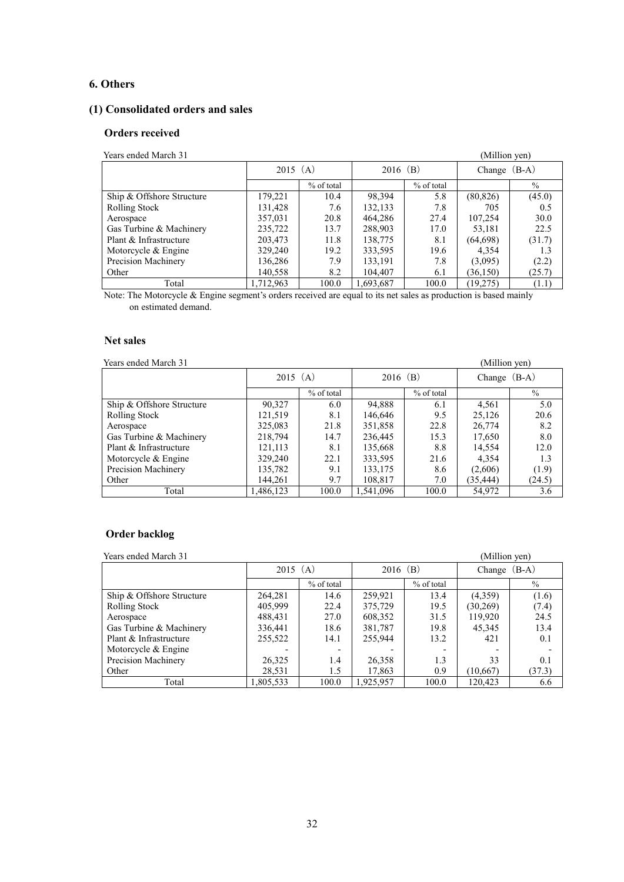## 6. Others

### (1) Consolidated orders and sales

#### Orders received

Years ended March 31 (Million yen)

| | 2015 (A) | | 2016 (B) | | Change (B-A) | |
|---|---|---|---|---|---|---|
| | | % of total | | % of total | | % |
| Ship & Offshore Structure | 179,221 | 10.4 | 98,394 | 5.8 | (80,826) | (45.0) |
| Rolling Stock | 131,428 | 7.6 | 132,133 | 7.8 | 705 | 0.5 |
| Aerospace | 357,031 | 20.8 | 464,286 | 27.4 | 107,254 | 30.0 |
| Gas Turbine & Machinery | 235,722 | 13.7 | 288,903 | 17.0 | 53,181 | 22.5 |
| Plant & Infrastructure | 203,473 | 11.8 | 138,775 | 8.1 | (64,698) | (31.7) |
| Motorcycle & Engine | 329,240 | 19.2 | 333,595 | 19.6 | 4,354 | 1.3 |
| Precision Machinery | 136,286 | 7.9 | 133,191 | 7.8 | (3,095) | (2.2) |
| Other | 140,558 | 8.2 | 104,407 | 6.1 | (36,150) | (25.7) |
| Total | 1,712,963 | 100.0 | 1,693,687 | 100.0 | (19,275) | (1.1) |

Note: The Motorcycle & Engine segment's orders received are equal to its net sales as production is based mainly on estimated demand.

#### Net sales

Years ended March 31 (Million yen)

| | 2015 (A) | | 2016 (B) | | Change (B-A) | |
|---|---|---|---|---|---|---|
| | | % of total | | % of total | | % |
| Ship & Offshore Structure | 90,327 | 6.0 | 94,888 | 6.1 | 4,561 | 5.0 |
| Rolling Stock | 121,519 | 8.1 | 146,646 | 9.5 | 25,126 | 20.6 |
| Aerospace | 325,083 | 21.8 | 351,858 | 22.8 | 26,774 | 8.2 |
| Gas Turbine & Machinery | 218,794 | 14.7 | 236,445 | 15.3 | 17,650 | 8.0 |
| Plant & Infrastructure | 121,113 | 8.1 | 135,668 | 8.8 | 14,554 | 12.0 |
| Motorcycle & Engine | 329,240 | 22.1 | 333,595 | 21.6 | 4,354 | 1.3 |
| Precision Machinery | 135,782 | 9.1 | 133,175 | 8.6 | (2,606) | (1.9) |
| Other | 144,261 | 9.7 | 108,817 | 7.0 | (35,444) | (24.5) |
| Total | 1,486,123 | 100.0 | 1,541,096 | 100.0 | 54,972 | 3.6 |

#### Order backlog

Years ended March 31 (Million yen)

| | 2015 (A) | | 2016 (B) | | Change (B-A) | |
|---|---|---|---|---|---|---|
| | | % of total | | % of total | | % |
| Ship & Offshore Structure | 264,281 | 14.6 | 259,921 | 13.4 | (4,359) | (1.6) |
| Rolling Stock | 405,999 | 22.4 | 375,729 | 19.5 | (30,269) | (7.4) |
| Aerospace | 488,431 | 27.0 | 608,352 | 31.5 | 119,920 | 24.5 |
| Gas Turbine & Machinery | 336,441 | 18.6 | 381,787 | 19.8 | 45,345 | 13.4 |
| Plant & Infrastructure | 255,522 | 14.1 | 255,944 | 13.2 | 421 | 0.1 |
| Motorcycle & Engine | - | - | - | - | - | - |
| Precision Machinery | 26,325 | 1.4 | 26,358 | 1.3 | 33 | 0.1 |
| Other | 28,531 | 1.5 | 17,863 | 0.9 | (10,667) | (37.3) |
| Total | 1,805,533 | 100.0 | 1,925,957 | 100.0 | 120,423 | 6.6 |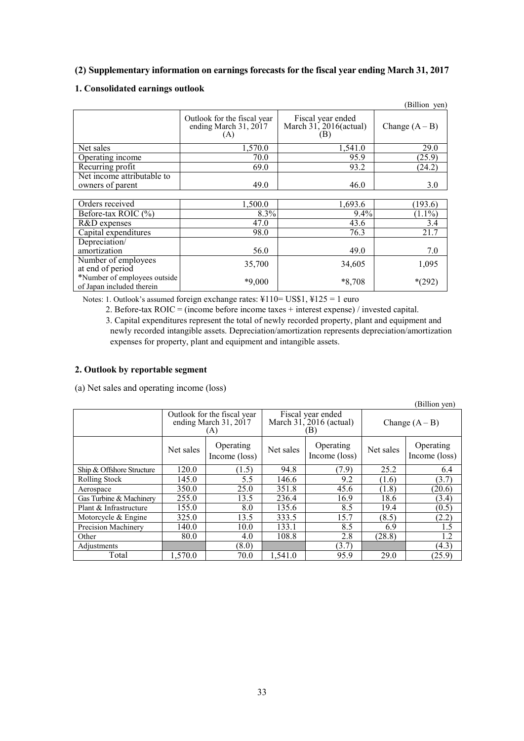### (2) Supplementary information on earnings forecasts for the fiscal year ending March 31, 2017

#### 1. Consolidated earnings outlook

(Billion yen)

| | Outlook for the fiscal year ending March 31, 2017 (A) | Fiscal year ended March 31, 2016(actual) (B) | Change (A – B) |
|---|---|---|---|
| Net sales | 1,570.0 | 1,541.0 | 29.0 |
| Operating income | 70.0 | 95.9 | (25.9) |
| Recurring profit | 69.0 | 93.2 | (24.2) |
| Net income attributable to owners of parent | 49.0 | 46.0 | 3.0 |
| Orders received | 1,500.0 | 1,693.6 | (193.6) |
| Before-tax ROIC (%) | 8.3% | 9.4% | (1.1%) |
| R&D expenses | 47.0 | 43.6 | 3.4 |
| Capital expenditures | 98.0 | 76.3 | 21.7 |
| Depreciation/ amortization | 56.0 | 49.0 | 7.0 |
| Number of employees at end of period | 35,700 | 34,605 | 1,095 |
| *Number of employees outside of Japan included therein | *9,000 | *8,708 | *(292) |

Notes: 1. Outlook's assumed foreign exchange rates: ¥110= US$1, ¥125 = 1 euro

2. Before-tax ROIC = (income before income taxes + interest expense) / invested capital.

3. Capital expenditures represent the total of newly recorded property, plant and equipment and newly recorded intangible assets. Depreciation/amortization represents depreciation/amortization expenses for property, plant and equipment and intangible assets.

#### 2. Outlook by reportable segment

(a) Net sales and operating income (loss)

(Billion yen)

| | Outlook for the fiscal year ending March 31, 2017 (A) | | Fiscal year ended March 31, 2016 (actual) (B) | | Change (A – B) | |
|---|---|---|---|---|---|---|
| | Net sales | Operating Income (loss) | Net sales | Operating Income (loss) | Net sales | Operating Income (loss) |
| Ship & Offshore Structure | 120.0 | (1.5) | 94.8 | (7.9) | 25.2 | 6.4 |
| Rolling Stock | 145.0 | 5.5 | 146.6 | 9.2 | (1.6) | (3.7) |
| Aerospace | 350.0 | 25.0 | 351.8 | 45.6 | (1.8) | (20.6) |
| Gas Turbine & Machinery | 255.0 | 13.5 | 236.4 | 16.9 | 18.6 | (3.4) |
| Plant & Infrastructure | 155.0 | 8.0 | 135.6 | 8.5 | 19.4 | (0.5) |
| Motorcycle & Engine | 325.0 | 13.5 | 333.5 | 15.7 | (8.5) | (2.2) |
| Precision Machinery | 140.0 | 10.0 | 133.1 | 8.5 | 6.9 | 1.5 |
| Other | 80.0 | 4.0 | 108.8 | 2.8 | (28.8) | 1.2 |
| Adjustments | | (8.0) | | (3.7) | | (4.3) |
| Total | 1,570.0 | 70.0 | 1,541.0 | 95.9 | 29.0 | (25.9) |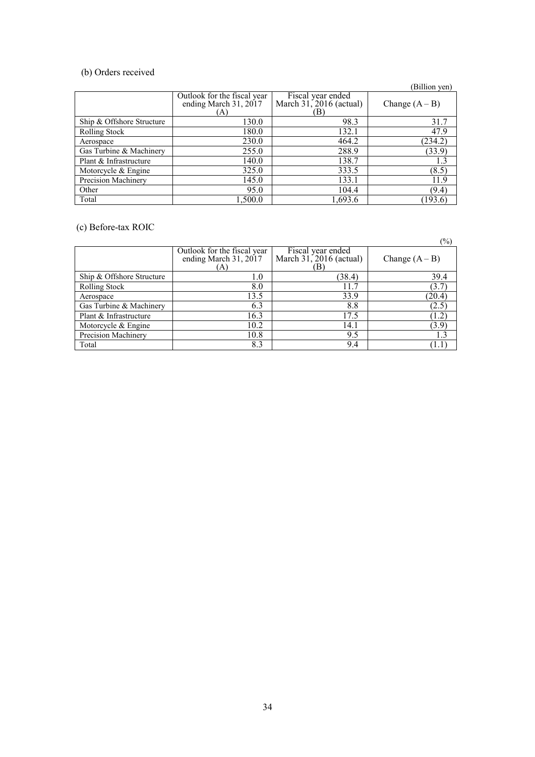### (b) Orders received

(Billion yen)

| | Outlook for the fiscal year ending March 31, 2017 (A) | Fiscal year ended March 31, 2016 (actual) (B) | Change (A – B) |
|---|---|---|---|
| Ship & Offshore Structure | 130.0 | 98.3 | 31.7 |
| Rolling Stock | 180.0 | 132.1 | 47.9 |
| Aerospace | 230.0 | 464.2 | (234.2) |
| Gas Turbine & Machinery | 255.0 | 288.9 | (33.9) |
| Plant & Infrastructure | 140.0 | 138.7 | 1.3 |
| Motorcycle & Engine | 325.0 | 333.5 | (8.5) |
| Precision Machinery | 145.0 | 133.1 | 11.9 |
| Other | 95.0 | 104.4 | (9.4) |
| Total | 1,500.0 | 1,693.6 | (193.6) |

### (c) Before-tax ROIC

(%)

| | Outlook for the fiscal year ending March 31, 2017 (A) | Fiscal year ended March 31, 2016 (actual) (B) | Change (A – B) |
|---|---|---|---|
| Ship & Offshore Structure | 1.0 | (38.4) | 39.4 |
| Rolling Stock | 8.0 | 11.7 | (3.7) |
| Aerospace | 13.5 | 33.9 | (20.4) |
| Gas Turbine & Machinery | 6.3 | 8.8 | (2.5) |
| Plant & Infrastructure | 16.3 | 17.5 | (1.2) |
| Motorcycle & Engine | 10.2 | 14.1 | (3.9) |
| Precision Machinery | 10.8 | 9.5 | 1.3 |
| Total | 8.3 | 9.4 | (1.1) |